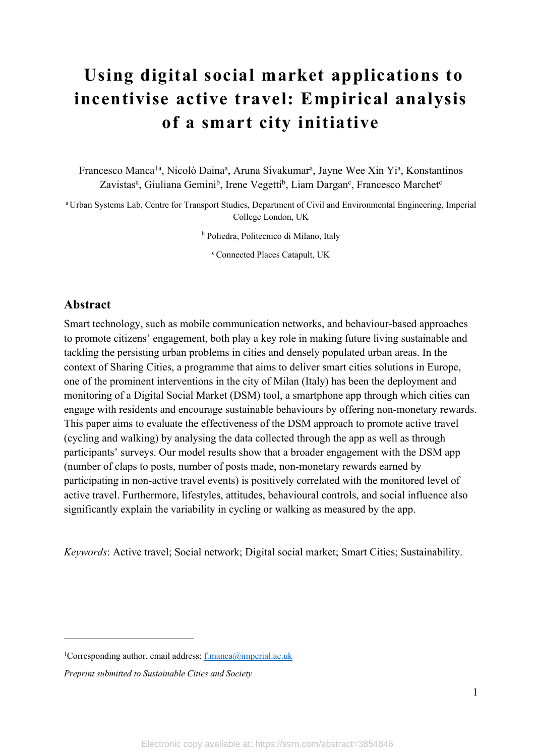# Using digital social market applications to incentivise active travel: Empirical analysis of a smart city initiative

Francesco Manca[1a], Nicolò Daina[a], Aruna Sivakumar[a], Jayne Wee Xin Yi[a], Konstantinos Zavistas[a], Giuliana Gemini[b], Irene Vegetti[b], Liam Dargan[c], Francesco Marchet[c]

[a] Urban Systems Lab, Centre for Transport Studies, Department of Civil and Environmental Engineering, Imperial College London, UK

[b] Poliedra, Politecnico di Milano, Italy

[c] Connected Places Catapult, UK

## Abstract

Smart technology, such as mobile communication networks, and behaviour-based approaches to promote citizens' engagement, both play a key role in making future living sustainable and tackling the persisting urban problems in cities and densely populated urban areas. In the context of Sharing Cities, a programme that aims to deliver smart cities solutions in Europe, one of the prominent interventions in the city of Milan (Italy) has been the deployment and monitoring of a Digital Social Market (DSM) tool, a smartphone app through which cities can engage with residents and encourage sustainable behaviours by offering non-monetary rewards. This paper aims to evaluate the effectiveness of the DSM approach to promote active travel (cycling and walking) by analysing the data collected through the app as well as through participants' surveys. Our model results show that a broader engagement with the DSM app (number of claps to posts, number of posts made, non-monetary rewards earned by participating in non-active travel events) is positively correlated with the monitored level of active travel. Furthermore, lifestyles, attitudes, behavioural controls, and social influence also significantly explain the variability in cycling or walking as measured by the app.

*Keywords*: Active travel; Social network; Digital social market; Smart Cities; Sustainability.

---

[1]Corresponding author, email address: f.manca@imperial.ac.uk

*Preprint submitted to Sustainable Cities and Society*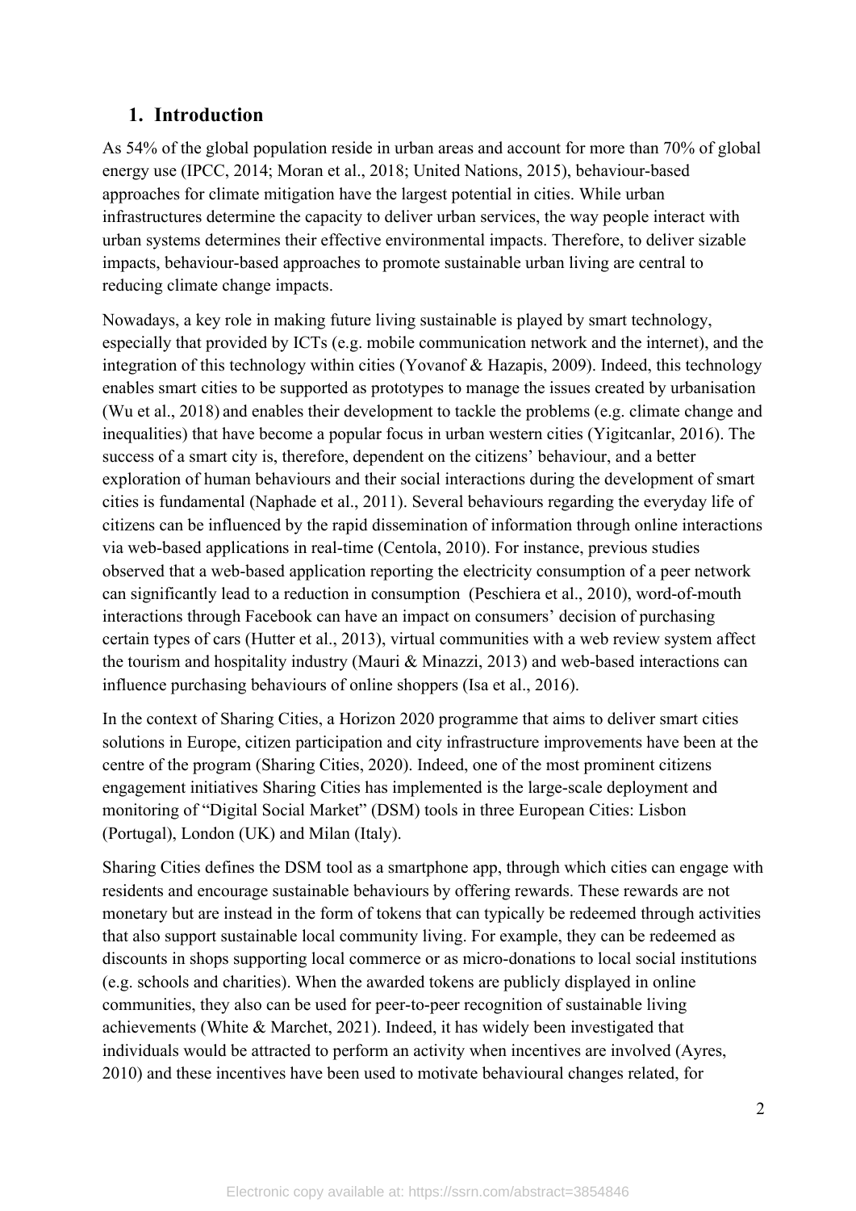## 1. Introduction

As 54% of the global population reside in urban areas and account for more than 70% of global energy use (IPCC, 2014; Moran et al., 2018; United Nations, 2015), behaviour-based approaches for climate mitigation have the largest potential in cities. While urban infrastructures determine the capacity to deliver urban services, the way people interact with urban systems determines their effective environmental impacts. Therefore, to deliver sizable impacts, behaviour-based approaches to promote sustainable urban living are central to reducing climate change impacts.

Nowadays, a key role in making future living sustainable is played by smart technology, especially that provided by ICTs (e.g. mobile communication network and the internet), and the integration of this technology within cities (Yovanof & Hazapis, 2009). Indeed, this technology enables smart cities to be supported as prototypes to manage the issues created by urbanisation (Wu et al., 2018) and enables their development to tackle the problems (e.g. climate change and inequalities) that have become a popular focus in urban western cities (Yigitcanlar, 2016). The success of a smart city is, therefore, dependent on the citizens' behaviour, and a better exploration of human behaviours and their social interactions during the development of smart cities is fundamental (Naphade et al., 2011). Several behaviours regarding the everyday life of citizens can be influenced by the rapid dissemination of information through online interactions via web-based applications in real-time (Centola, 2010). For instance, previous studies observed that a web-based application reporting the electricity consumption of a peer network can significantly lead to a reduction in consumption (Peschiera et al., 2010), word-of-mouth interactions through Facebook can have an impact on consumers' decision of purchasing certain types of cars (Hutter et al., 2013), virtual communities with a web review system affect the tourism and hospitality industry (Mauri & Minazzi, 2013) and web-based interactions can influence purchasing behaviours of online shoppers (Isa et al., 2016).

In the context of Sharing Cities, a Horizon 2020 programme that aims to deliver smart cities solutions in Europe, citizen participation and city infrastructure improvements have been at the centre of the program (Sharing Cities, 2020). Indeed, one of the most prominent citizens engagement initiatives Sharing Cities has implemented is the large-scale deployment and monitoring of "Digital Social Market" (DSM) tools in three European Cities: Lisbon (Portugal), London (UK) and Milan (Italy).

Sharing Cities defines the DSM tool as a smartphone app, through which cities can engage with residents and encourage sustainable behaviours by offering rewards. These rewards are not monetary but are instead in the form of tokens that can typically be redeemed through activities that also support sustainable local community living. For example, they can be redeemed as discounts in shops supporting local commerce or as micro-donations to local social institutions (e.g. schools and charities). When the awarded tokens are publicly displayed in online communities, they also can be used for peer-to-peer recognition of sustainable living achievements (White & Marchet, 2021). Indeed, it has widely been investigated that individuals would be attracted to perform an activity when incentives are involved (Ayres, 2010) and these incentives have been used to motivate behavioural changes related, for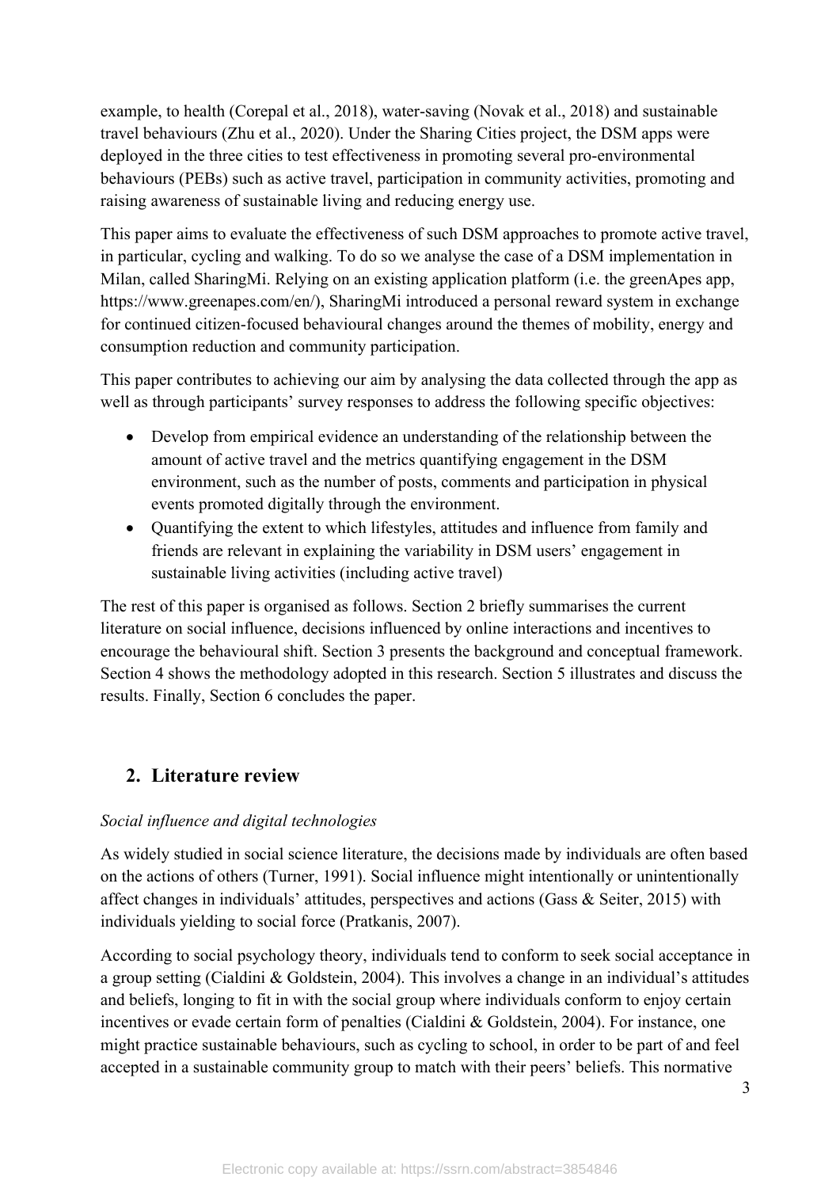example, to health (Corepal et al., 2018), water-saving (Novak et al., 2018) and sustainable travel behaviours (Zhu et al., 2020). Under the Sharing Cities project, the DSM apps were deployed in the three cities to test effectiveness in promoting several pro-environmental behaviours (PEBs) such as active travel, participation in community activities, promoting and raising awareness of sustainable living and reducing energy use.

This paper aims to evaluate the effectiveness of such DSM approaches to promote active travel, in particular, cycling and walking. To do so we analyse the case of a DSM implementation in Milan, called SharingMi. Relying on an existing application platform (i.e. the greenApes app, https://www.greenapes.com/en/), SharingMi introduced a personal reward system in exchange for continued citizen-focused behavioural changes around the themes of mobility, energy and consumption reduction and community participation.

This paper contributes to achieving our aim by analysing the data collected through the app as well as through participants' survey responses to address the following specific objectives:

- Develop from empirical evidence an understanding of the relationship between the amount of active travel and the metrics quantifying engagement in the DSM environment, such as the number of posts, comments and participation in physical events promoted digitally through the environment.
- Quantifying the extent to which lifestyles, attitudes and influence from family and friends are relevant in explaining the variability in DSM users' engagement in sustainable living activities (including active travel)

The rest of this paper is organised as follows. Section 2 briefly summarises the current literature on social influence, decisions influenced by online interactions and incentives to encourage the behavioural shift. Section 3 presents the background and conceptual framework. Section 4 shows the methodology adopted in this research. Section 5 illustrates and discuss the results. Finally, Section 6 concludes the paper.

## 2. Literature review

*Social influence and digital technologies*

As widely studied in social science literature, the decisions made by individuals are often based on the actions of others (Turner, 1991). Social influence might intentionally or unintentionally affect changes in individuals' attitudes, perspectives and actions (Gass & Seiter, 2015) with individuals yielding to social force (Pratkanis, 2007).

According to social psychology theory, individuals tend to conform to seek social acceptance in a group setting (Cialdini & Goldstein, 2004). This involves a change in an individual's attitudes and beliefs, longing to fit in with the social group where individuals conform to enjoy certain incentives or evade certain form of penalties (Cialdini & Goldstein, 2004). For instance, one might practice sustainable behaviours, such as cycling to school, in order to be part of and feel accepted in a sustainable community group to match with their peers' beliefs. This normative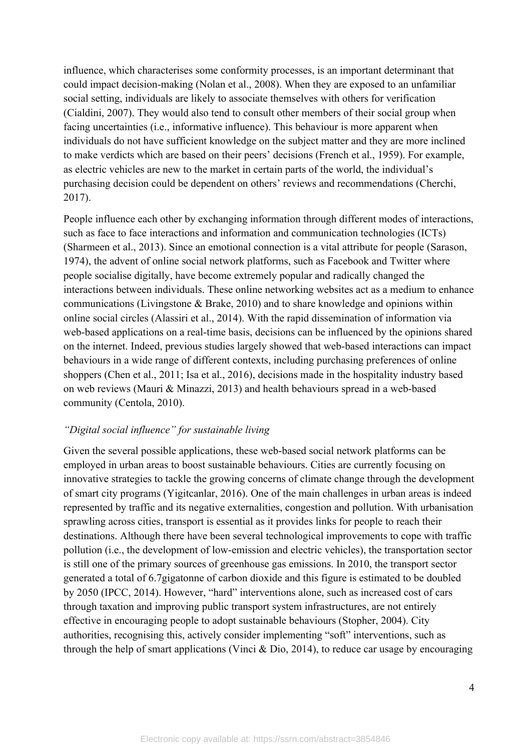influence, which characterises some conformity processes, is an important determinant that could impact decision-making (Nolan et al., 2008). When they are exposed to an unfamiliar social setting, individuals are likely to associate themselves with others for verification (Cialdini, 2007). They would also tend to consult other members of their social group when facing uncertainties (i.e., informative influence). This behaviour is more apparent when individuals do not have sufficient knowledge on the subject matter and they are more inclined to make verdicts which are based on their peers' decisions (French et al., 1959). For example, as electric vehicles are new to the market in certain parts of the world, the individual's purchasing decision could be dependent on others' reviews and recommendations (Cherchi, 2017).

People influence each other by exchanging information through different modes of interactions, such as face to face interactions and information and communication technologies (ICTs) (Sharmeen et al., 2013). Since an emotional connection is a vital attribute for people (Sarason, 1974), the advent of online social network platforms, such as Facebook and Twitter where people socialise digitally, have become extremely popular and radically changed the interactions between individuals. These online networking websites act as a medium to enhance communications (Livingstone & Brake, 2010) and to share knowledge and opinions within online social circles (Alassiri et al., 2014). With the rapid dissemination of information via web-based applications on a real-time basis, decisions can be influenced by the opinions shared on the internet. Indeed, previous studies largely showed that web-based interactions can impact behaviours in a wide range of different contexts, including purchasing preferences of online shoppers (Chen et al., 2011; Isa et al., 2016), decisions made in the hospitality industry based on web reviews (Mauri & Minazzi, 2013) and health behaviours spread in a web-based community (Centola, 2010).

*"Digital social influence" for sustainable living*

Given the several possible applications, these web-based social network platforms can be employed in urban areas to boost sustainable behaviours. Cities are currently focusing on innovative strategies to tackle the growing concerns of climate change through the development of smart city programs (Yigitcanlar, 2016). One of the main challenges in urban areas is indeed represented by traffic and its negative externalities, congestion and pollution. With urbanisation sprawling across cities, transport is essential as it provides links for people to reach their destinations. Although there have been several technological improvements to cope with traffic pollution (i.e., the development of low-emission and electric vehicles), the transportation sector is still one of the primary sources of greenhouse gas emissions. In 2010, the transport sector generated a total of 6.7gigatonne of carbon dioxide and this figure is estimated to be doubled by 2050 (IPCC, 2014). However, "hard" interventions alone, such as increased cost of cars through taxation and improving public transport system infrastructures, are not entirely effective in encouraging people to adopt sustainable behaviours (Stopher, 2004). City authorities, recognising this, actively consider implementing "soft" interventions, such as through the help of smart applications (Vinci & Dio, 2014), to reduce car usage by encouraging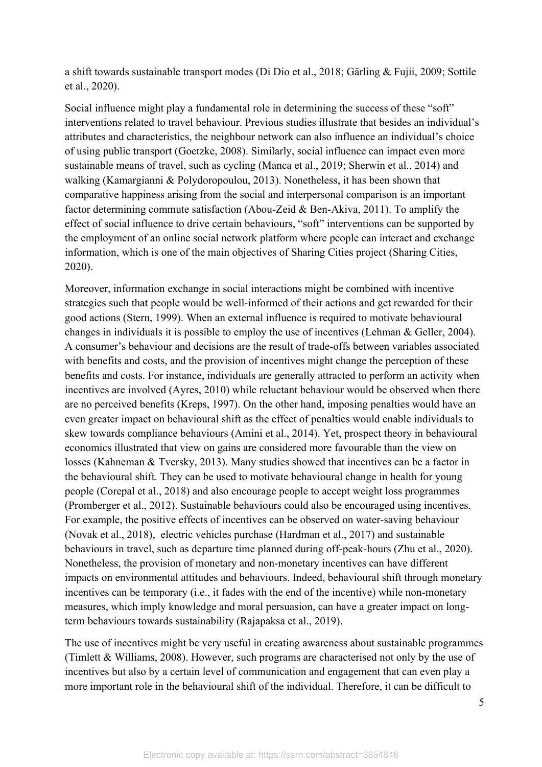a shift towards sustainable transport modes (Di Dio et al., 2018; Gärling & Fujii, 2009; Sottile et al., 2020).

Social influence might play a fundamental role in determining the success of these "soft" interventions related to travel behaviour. Previous studies illustrate that besides an individual's attributes and characteristics, the neighbour network can also influence an individual's choice of using public transport (Goetzke, 2008). Similarly, social influence can impact even more sustainable means of travel, such as cycling (Manca et al., 2019; Sherwin et al., 2014) and walking (Kamargianni & Polydoropoulou, 2013). Nonetheless, it has been shown that comparative happiness arising from the social and interpersonal comparison is an important factor determining commute satisfaction (Abou-Zeid & Ben-Akiva, 2011). To amplify the effect of social influence to drive certain behaviours, "soft" interventions can be supported by the employment of an online social network platform where people can interact and exchange information, which is one of the main objectives of Sharing Cities project (Sharing Cities, 2020).

Moreover, information exchange in social interactions might be combined with incentive strategies such that people would be well-informed of their actions and get rewarded for their good actions (Stern, 1999). When an external influence is required to motivate behavioural changes in individuals it is possible to employ the use of incentives (Lehman & Geller, 2004). A consumer's behaviour and decisions are the result of trade-offs between variables associated with benefits and costs, and the provision of incentives might change the perception of these benefits and costs. For instance, individuals are generally attracted to perform an activity when incentives are involved (Ayres, 2010) while reluctant behaviour would be observed when there are no perceived benefits (Kreps, 1997). On the other hand, imposing penalties would have an even greater impact on behavioural shift as the effect of penalties would enable individuals to skew towards compliance behaviours (Amini et al., 2014). Yet, prospect theory in behavioural economics illustrated that view on gains are considered more favourable than the view on losses (Kahneman & Tversky, 2013). Many studies showed that incentives can be a factor in the behavioural shift. They can be used to motivate behavioural change in health for young people (Corepal et al., 2018) and also encourage people to accept weight loss programmes (Promberger et al., 2012). Sustainable behaviours could also be encouraged using incentives. For example, the positive effects of incentives can be observed on water-saving behaviour (Novak et al., 2018), electric vehicles purchase (Hardman et al., 2017) and sustainable behaviours in travel, such as departure time planned during off-peak-hours (Zhu et al., 2020). Nonetheless, the provision of monetary and non-monetary incentives can have different impacts on environmental attitudes and behaviours. Indeed, behavioural shift through monetary incentives can be temporary (i.e., it fades with the end of the incentive) while non-monetary measures, which imply knowledge and moral persuasion, can have a greater impact on long-term behaviours towards sustainability (Rajapaksa et al., 2019).

The use of incentives might be very useful in creating awareness about sustainable programmes (Timlett & Williams, 2008). However, such programs are characterised not only by the use of incentives but also by a certain level of communication and engagement that can even play a more important role in the behavioural shift of the individual. Therefore, it can be difficult to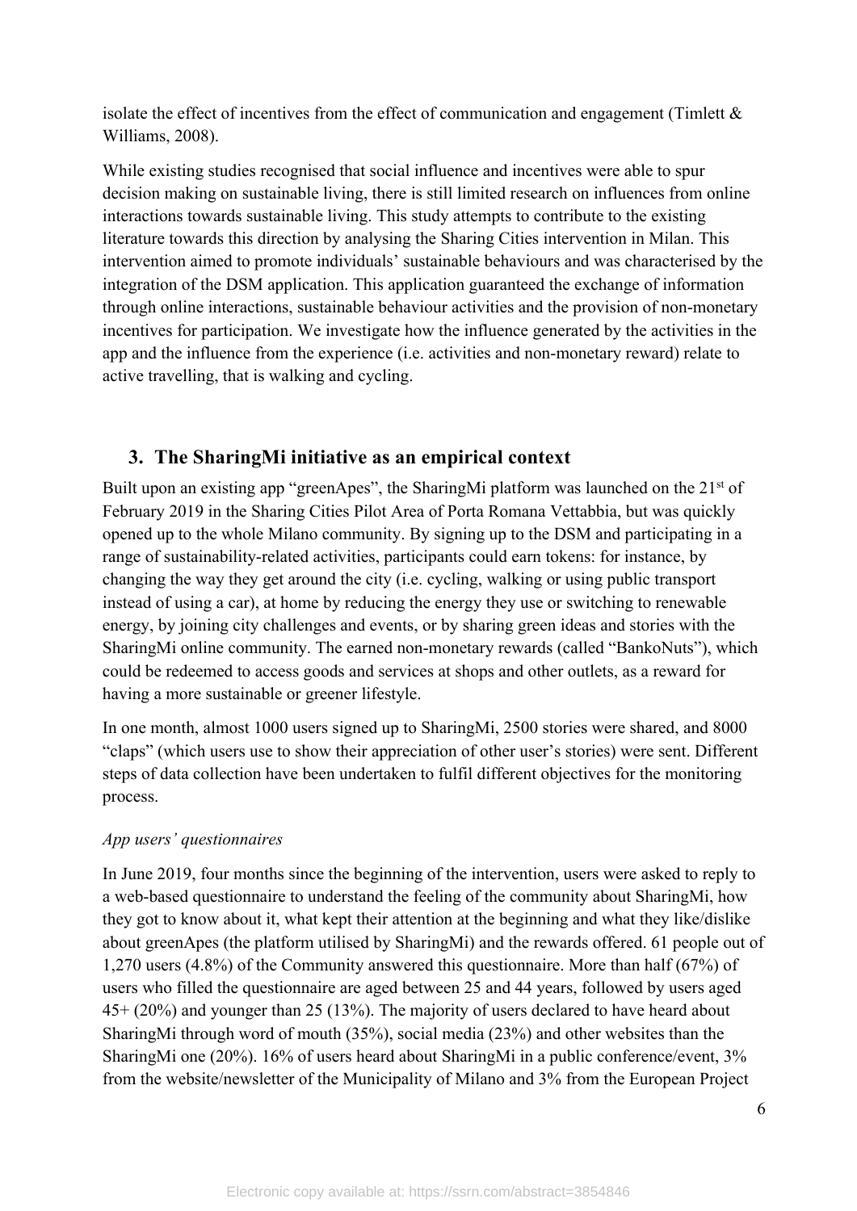isolate the effect of incentives from the effect of communication and engagement (Timlett & Williams, 2008).

While existing studies recognised that social influence and incentives were able to spur decision making on sustainable living, there is still limited research on influences from online interactions towards sustainable living. This study attempts to contribute to the existing literature towards this direction by analysing the Sharing Cities intervention in Milan. This intervention aimed to promote individuals' sustainable behaviours and was characterised by the integration of the DSM application. This application guaranteed the exchange of information through online interactions, sustainable behaviour activities and the provision of non-monetary incentives for participation. We investigate how the influence generated by the activities in the app and the influence from the experience (i.e. activities and non-monetary reward) relate to active travelling, that is walking and cycling.

## 3. The SharingMi initiative as an empirical context

Built upon an existing app "greenApes", the SharingMi platform was launched on the 21st of February 2019 in the Sharing Cities Pilot Area of Porta Romana Vettabbia, but was quickly opened up to the whole Milano community. By signing up to the DSM and participating in a range of sustainability-related activities, participants could earn tokens: for instance, by changing the way they get around the city (i.e. cycling, walking or using public transport instead of using a car), at home by reducing the energy they use or switching to renewable energy, by joining city challenges and events, or by sharing green ideas and stories with the SharingMi online community. The earned non-monetary rewards (called "BankoNuts"), which could be redeemed to access goods and services at shops and other outlets, as a reward for having a more sustainable or greener lifestyle.

In one month, almost 1000 users signed up to SharingMi, 2500 stories were shared, and 8000 "claps" (which users use to show their appreciation of other user's stories) were sent. Different steps of data collection have been undertaken to fulfil different objectives for the monitoring process.

*App users' questionnaires*

In June 2019, four months since the beginning of the intervention, users were asked to reply to a web-based questionnaire to understand the feeling of the community about SharingMi, how they got to know about it, what kept their attention at the beginning and what they like/dislike about greenApes (the platform utilised by SharingMi) and the rewards offered. 61 people out of 1,270 users (4.8%) of the Community answered this questionnaire. More than half (67%) of users who filled the questionnaire are aged between 25 and 44 years, followed by users aged 45+ (20%) and younger than 25 (13%). The majority of users declared to have heard about SharingMi through word of mouth (35%), social media (23%) and other websites than the SharingMi one (20%). 16% of users heard about SharingMi in a public conference/event, 3% from the website/newsletter of the Municipality of Milano and 3% from the European Project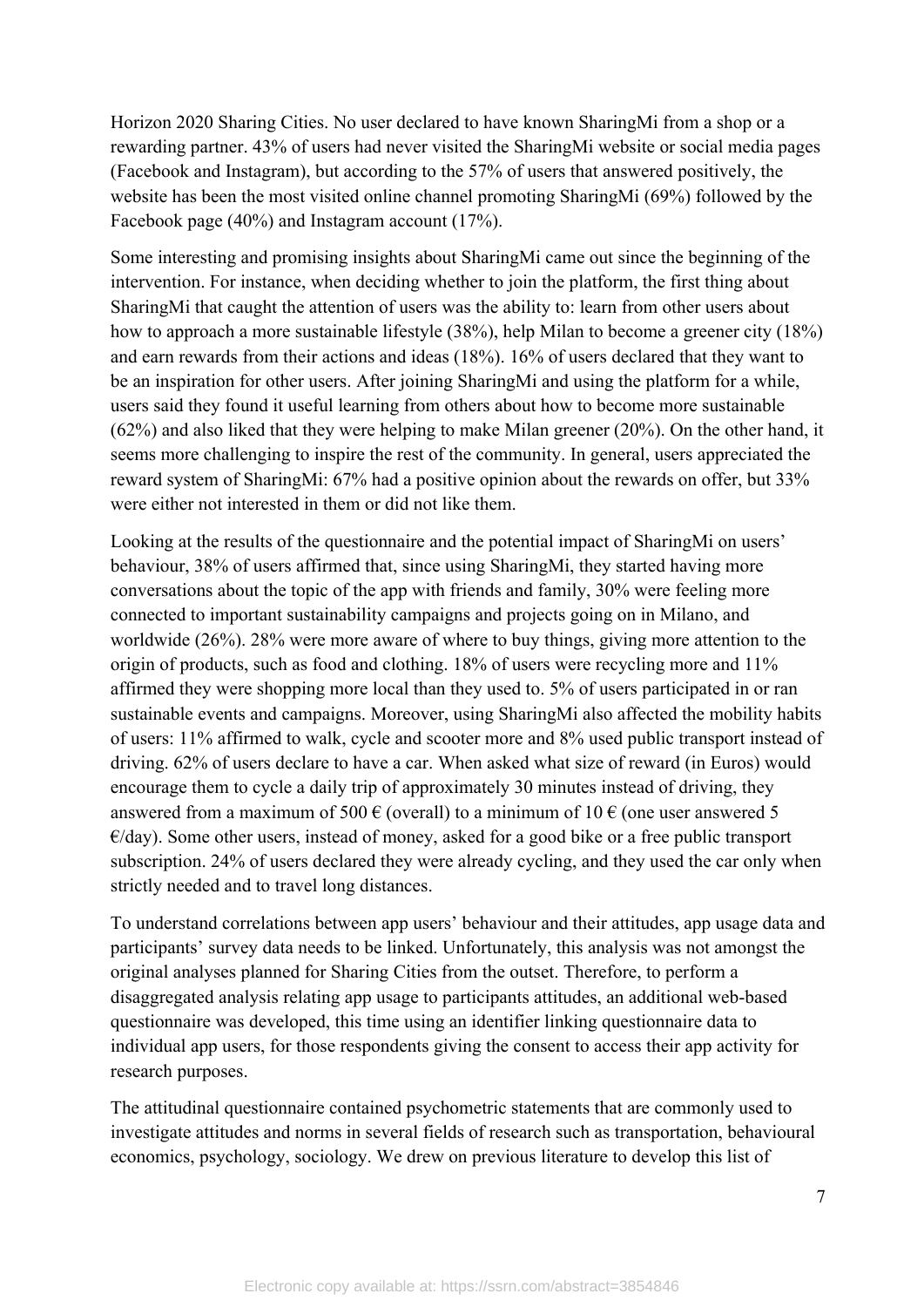Horizon 2020 Sharing Cities. No user declared to have known SharingMi from a shop or a rewarding partner. 43% of users had never visited the SharingMi website or social media pages (Facebook and Instagram), but according to the 57% of users that answered positively, the website has been the most visited online channel promoting SharingMi (69%) followed by the Facebook page (40%) and Instagram account (17%).

Some interesting and promising insights about SharingMi came out since the beginning of the intervention. For instance, when deciding whether to join the platform, the first thing about SharingMi that caught the attention of users was the ability to: learn from other users about how to approach a more sustainable lifestyle (38%), help Milan to become a greener city (18%) and earn rewards from their actions and ideas (18%). 16% of users declared that they want to be an inspiration for other users. After joining SharingMi and using the platform for a while, users said they found it useful learning from others about how to become more sustainable (62%) and also liked that they were helping to make Milan greener (20%). On the other hand, it seems more challenging to inspire the rest of the community. In general, users appreciated the reward system of SharingMi: 67% had a positive opinion about the rewards on offer, but 33% were either not interested in them or did not like them.

Looking at the results of the questionnaire and the potential impact of SharingMi on users' behaviour, 38% of users affirmed that, since using SharingMi, they started having more conversations about the topic of the app with friends and family, 30% were feeling more connected to important sustainability campaigns and projects going on in Milano, and worldwide (26%). 28% were more aware of where to buy things, giving more attention to the origin of products, such as food and clothing. 18% of users were recycling more and 11% affirmed they were shopping more local than they used to. 5% of users participated in or ran sustainable events and campaigns. Moreover, using SharingMi also affected the mobility habits of users: 11% affirmed to walk, cycle and scooter more and 8% used public transport instead of driving. 62% of users declare to have a car. When asked what size of reward (in Euros) would encourage them to cycle a daily trip of approximately 30 minutes instead of driving, they answered from a maximum of 500 € (overall) to a minimum of 10 € (one user answered 5 €/day). Some other users, instead of money, asked for a good bike or a free public transport subscription. 24% of users declared they were already cycling, and they used the car only when strictly needed and to travel long distances.

To understand correlations between app users' behaviour and their attitudes, app usage data and participants' survey data needs to be linked. Unfortunately, this analysis was not amongst the original analyses planned for Sharing Cities from the outset. Therefore, to perform a disaggregated analysis relating app usage to participants attitudes, an additional web-based questionnaire was developed, this time using an identifier linking questionnaire data to individual app users, for those respondents giving the consent to access their app activity for research purposes.

The attitudinal questionnaire contained psychometric statements that are commonly used to investigate attitudes and norms in several fields of research such as transportation, behavioural economics, psychology, sociology. We drew on previous literature to develop this list of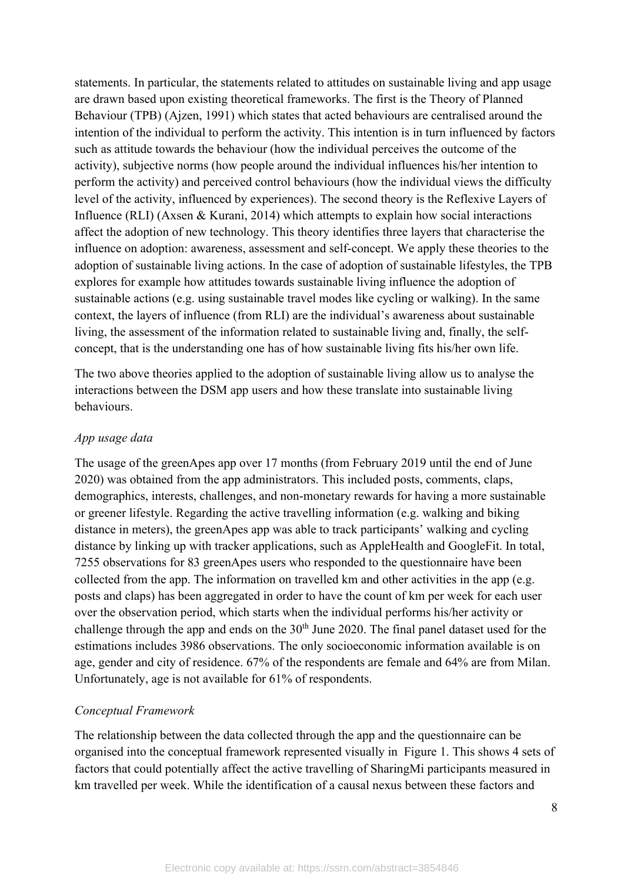statements. In particular, the statements related to attitudes on sustainable living and app usage are drawn based upon existing theoretical frameworks. The first is the Theory of Planned Behaviour (TPB) (Ajzen, 1991) which states that acted behaviours are centralised around the intention of the individual to perform the activity. This intention is in turn influenced by factors such as attitude towards the behaviour (how the individual perceives the outcome of the activity), subjective norms (how people around the individual influences his/her intention to perform the activity) and perceived control behaviours (how the individual views the difficulty level of the activity, influenced by experiences). The second theory is the Reflexive Layers of Influence (RLI) (Axsen & Kurani, 2014) which attempts to explain how social interactions affect the adoption of new technology. This theory identifies three layers that characterise the influence on adoption: awareness, assessment and self-concept. We apply these theories to the adoption of sustainable living actions. In the case of adoption of sustainable lifestyles, the TPB explores for example how attitudes towards sustainable living influence the adoption of sustainable actions (e.g. using sustainable travel modes like cycling or walking). In the same context, the layers of influence (from RLI) are the individual's awareness about sustainable living, the assessment of the information related to sustainable living and, finally, the self-concept, that is the understanding one has of how sustainable living fits his/her own life.

The two above theories applied to the adoption of sustainable living allow us to analyse the interactions between the DSM app users and how these translate into sustainable living behaviours.

*App usage data*

The usage of the greenApes app over 17 months (from February 2019 until the end of June 2020) was obtained from the app administrators. This included posts, comments, claps, demographics, interests, challenges, and non-monetary rewards for having a more sustainable or greener lifestyle. Regarding the active travelling information (e.g. walking and biking distance in meters), the greenApes app was able to track participants' walking and cycling distance by linking up with tracker applications, such as AppleHealth and GoogleFit. In total, 7255 observations for 83 greenApes users who responded to the questionnaire have been collected from the app. The information on travelled km and other activities in the app (e.g. posts and claps) has been aggregated in order to have the count of km per week for each user over the observation period, which starts when the individual performs his/her activity or challenge through the app and ends on the 30th June 2020. The final panel dataset used for the estimations includes 3986 observations. The only socioeconomic information available is on age, gender and city of residence. 67% of the respondents are female and 64% are from Milan. Unfortunately, age is not available for 61% of respondents.

*Conceptual Framework*

The relationship between the data collected through the app and the questionnaire can be organised into the conceptual framework represented visually in Figure 1. This shows 4 sets of factors that could potentially affect the active travelling of SharingMi participants measured in km travelled per week. While the identification of a causal nexus between these factors and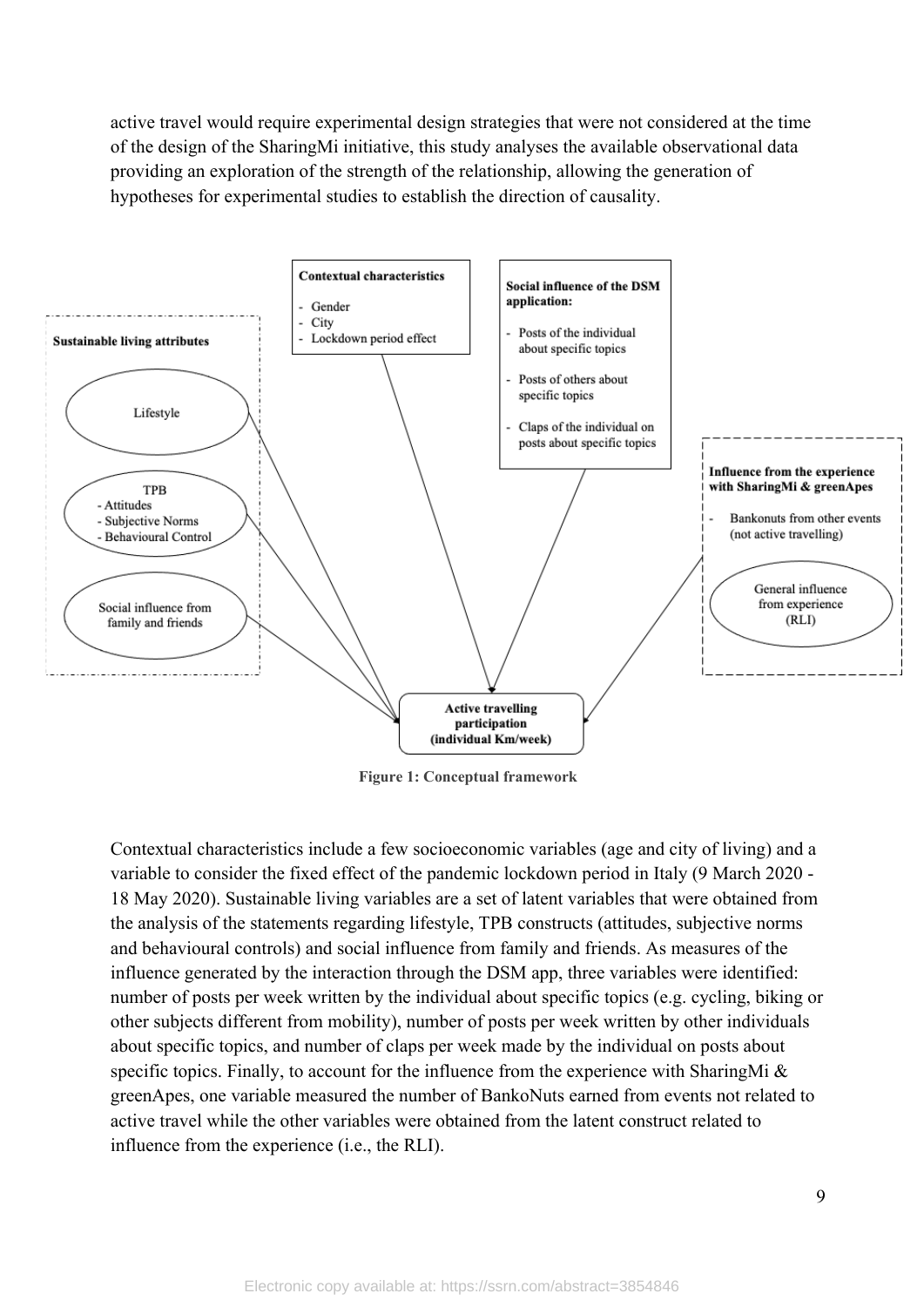active travel would require experimental design strategies that were not considered at the time of the design of the SharingMi initiative, this study analyses the available observational data providing an exploration of the strength of the relationship, allowing the generation of hypotheses for experimental studies to establish the direction of causality.

**Sustainable living attributes**

- Lifestyle
- TPB
  - Attitudes
  - Subjective Norms
  - Behavioural Control
- Social influence from family and friends

**Contextual characteristics**

- Gender
- City
- Lockdown period effect

**Social influence of the DSM application:**

- Posts of the individual about specific topics
- Posts of others about specific topics
- Claps of the individual on posts about specific topics

**Influence from the experience with SharingMi & greenApes**

- Bankonuts from other events (not active travelling)
- General influence from experience (RLI)

**Active travelling participation (individual Km/week)**

Figure 1: Conceptual framework

Contextual characteristics include a few socioeconomic variables (age and city of living) and a variable to consider the fixed effect of the pandemic lockdown period in Italy (9 March 2020 - 18 May 2020). Sustainable living variables are a set of latent variables that were obtained from the analysis of the statements regarding lifestyle, TPB constructs (attitudes, subjective norms and behavioural controls) and social influence from family and friends. As measures of the influence generated by the interaction through the DSM app, three variables were identified: number of posts per week written by the individual about specific topics (e.g. cycling, biking or other subjects different from mobility), number of posts per week written by other individuals about specific topics, and number of claps per week made by the individual on posts about specific topics. Finally, to account for the influence from the experience with SharingMi & greenApes, one variable measured the number of BankoNuts earned from events not related to active travel while the other variables were obtained from the latent construct related to influence from the experience (i.e., the RLI).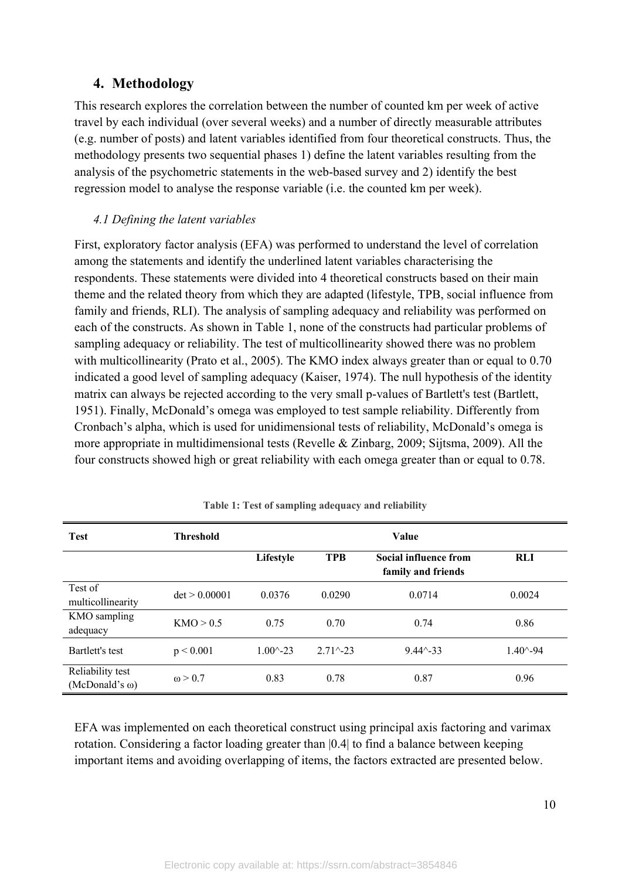## 4. Methodology

This research explores the correlation between the number of counted km per week of active travel by each individual (over several weeks) and a number of directly measurable attributes (e.g. number of posts) and latent variables identified from four theoretical constructs. Thus, the methodology presents two sequential phases 1) define the latent variables resulting from the analysis of the psychometric statements in the web-based survey and 2) identify the best regression model to analyse the response variable (i.e. the counted km per week).

### *4.1 Defining the latent variables*

First, exploratory factor analysis (EFA) was performed to understand the level of correlation among the statements and identify the underlined latent variables characterising the respondents. These statements were divided into 4 theoretical constructs based on their main theme and the related theory from which they are adapted (lifestyle, TPB, social influence from family and friends, RLI). The analysis of sampling adequacy and reliability was performed on each of the constructs. As shown in Table 1, none of the constructs had particular problems of sampling adequacy or reliability. The test of multicollinearity showed there was no problem with multicollinearity (Prato et al., 2005). The KMO index always greater than or equal to 0.70 indicated a good level of sampling adequacy (Kaiser, 1974). The null hypothesis of the identity matrix can always be rejected according to the very small p-values of Bartlett's test (Bartlett, 1951). Finally, McDonald's omega was employed to test sample reliability. Differently from Cronbach's alpha, which is used for unidimensional tests of reliability, McDonald's omega is more appropriate in multidimensional tests (Revelle & Zinbarg, 2009; Sijtsma, 2009). All the four constructs showed high or great reliability with each omega greater than or equal to 0.78.

**Table 1: Test of sampling adequacy and reliability**

| Test | Threshold | Value | | | |
|---|---|---|---|---|---|
| | | **Lifestyle** | **TPB** | **Social influence from family and friends** | **RLI** |
| Test of multicollinearity | det > 0.00001 | 0.0376 | 0.0290 | 0.0714 | 0.0024 |
| KMO sampling adequacy | KMO > 0.5 | 0.75 | 0.70 | 0.74 | 0.86 |
| Bartlett's test | $p < 0.001$ | 1.00^-23 | 2.71^-23 | 9.44^-33 | 1.40^-94 |
| Reliability test (McDonald's ω) | ω > 0.7 | 0.83 | 0.78 | 0.87 | 0.96 |

EFA was implemented on each theoretical construct using principal axis factoring and varimax rotation. Considering a factor loading greater than |0.4| to find a balance between keeping important items and avoiding overlapping of items, the factors extracted are presented below.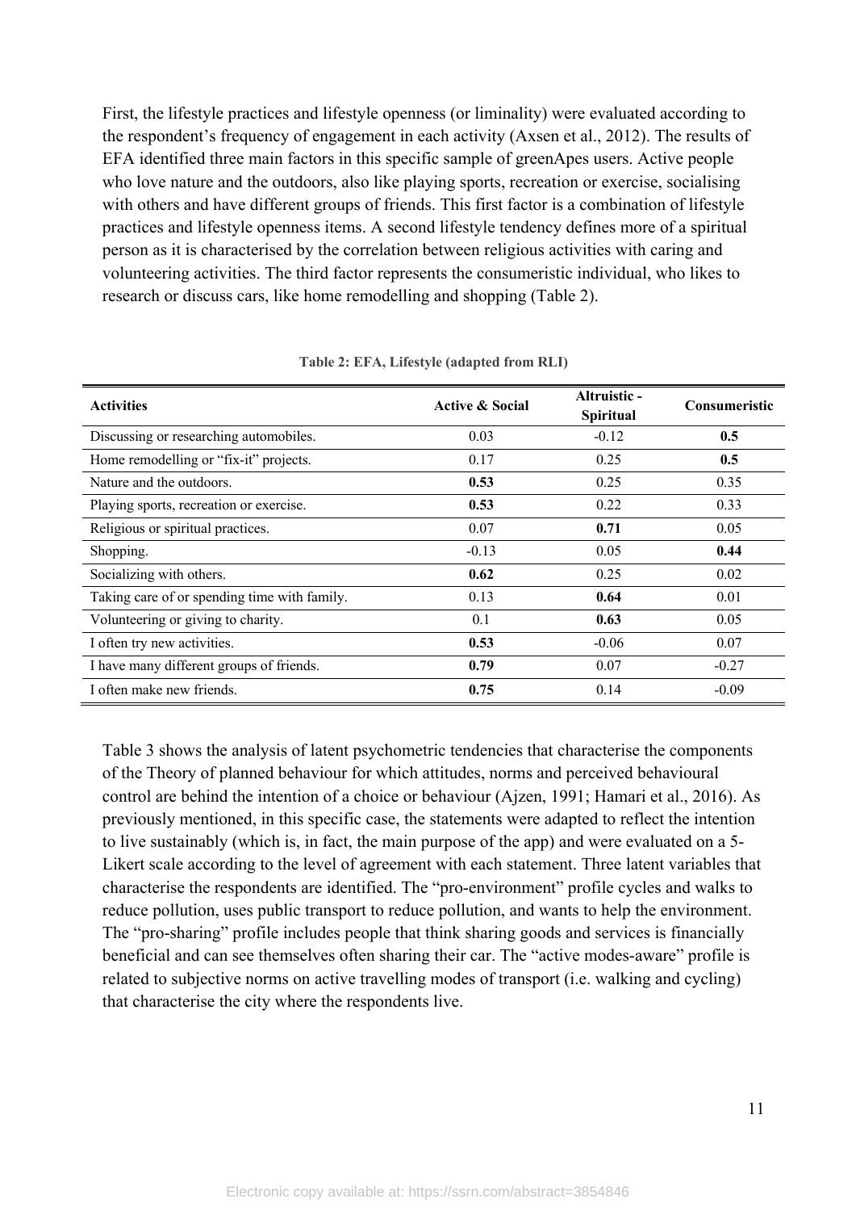First, the lifestyle practices and lifestyle openness (or liminality) were evaluated according to the respondent's frequency of engagement in each activity (Axsen et al., 2012). The results of EFA identified three main factors in this specific sample of greenApes users. Active people who love nature and the outdoors, also like playing sports, recreation or exercise, socialising with others and have different groups of friends. This first factor is a combination of lifestyle practices and lifestyle openness items. A second lifestyle tendency defines more of a spiritual person as it is characterised by the correlation between religious activities with caring and volunteering activities. The third factor represents the consumeristic individual, who likes to research or discuss cars, like home remodelling and shopping (Table 2).

**Table 2: EFA, Lifestyle (adapted from RLI)**

| Activities | Active & Social | Altruistic - Spiritual | Consumeristic |
|---|---|---|---|
| Discussing or researching automobiles. | 0.03 | -0.12 | **0.5** |
| Home remodelling or "fix-it" projects. | 0.17 | 0.25 | **0.5** |
| Nature and the outdoors. | **0.53** | 0.25 | 0.35 |
| Playing sports, recreation or exercise. | **0.53** | 0.22 | 0.33 |
| Religious or spiritual practices. | 0.07 | **0.71** | 0.05 |
| Shopping. | -0.13 | 0.05 | **0.44** |
| Socializing with others. | **0.62** | 0.25 | 0.02 |
| Taking care of or spending time with family. | 0.13 | **0.64** | 0.01 |
| Volunteering or giving to charity. | 0.1 | **0.63** | 0.05 |
| I often try new activities. | **0.53** | -0.06 | 0.07 |
| I have many different groups of friends. | **0.79** | 0.07 | -0.27 |
| I often make new friends. | **0.75** | 0.14 | -0.09 |

Table 3 shows the analysis of latent psychometric tendencies that characterise the components of the Theory of planned behaviour for which attitudes, norms and perceived behavioural control are behind the intention of a choice or behaviour (Ajzen, 1991; Hamari et al., 2016). As previously mentioned, in this specific case, the statements were adapted to reflect the intention to live sustainably (which is, in fact, the main purpose of the app) and were evaluated on a 5-Likert scale according to the level of agreement with each statement. Three latent variables that characterise the respondents are identified. The "pro-environment" profile cycles and walks to reduce pollution, uses public transport to reduce pollution, and wants to help the environment. The "pro-sharing" profile includes people that think sharing goods and services is financially beneficial and can see themselves often sharing their car. The "active modes-aware" profile is related to subjective norms on active travelling modes of transport (i.e. walking and cycling) that characterise the city where the respondents live.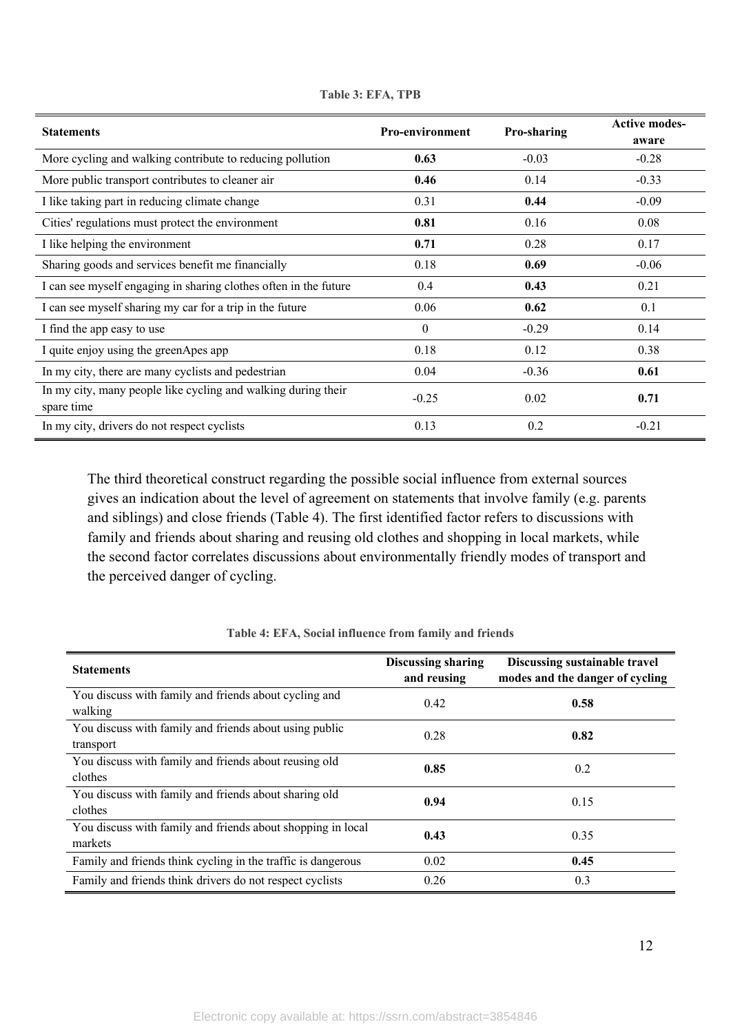**Table 3: EFA, TPB**

| Statements | Pro-environment | Pro-sharing | Active modes-aware |
|---|---|---|---|
| More cycling and walking contribute to reducing pollution | **0.63** | -0.03 | -0.28 |
| More public transport contributes to cleaner air | **0.46** | 0.14 | -0.33 |
| I like taking part in reducing climate change | 0.31 | **0.44** | -0.09 |
| Cities' regulations must protect the environment | **0.81** | 0.16 | 0.08 |
| I like helping the environment | **0.71** | 0.28 | 0.17 |
| Sharing goods and services benefit me financially | 0.18 | **0.69** | -0.06 |
| I can see myself engaging in sharing clothes often in the future | 0.4 | **0.43** | 0.21 |
| I can see myself sharing my car for a trip in the future | 0.06 | **0.62** | 0.1 |
| I find the app easy to use | 0 | -0.29 | 0.14 |
| I quite enjoy using the greenApes app | 0.18 | 0.12 | 0.38 |
| In my city, there are many cyclists and pedestrian | 0.04 | -0.36 | **0.61** |
| In my city, many people like cycling and walking during their spare time | -0.25 | 0.02 | **0.71** |
| In my city, drivers do not respect cyclists | 0.13 | 0.2 | -0.21 |

The third theoretical construct regarding the possible social influence from external sources gives an indication about the level of agreement on statements that involve family (e.g. parents and siblings) and close friends (Table 4). The first identified factor refers to discussions with family and friends about sharing and reusing old clothes and shopping in local markets, while the second factor correlates discussions about environmentally friendly modes of transport and the perceived danger of cycling.

**Table 4: EFA, Social influence from family and friends**

| Statements | Discussing sharing and reusing | Discussing sustainable travel modes and the danger of cycling |
|---|---|---|
| You discuss with family and friends about cycling and walking | 0.42 | **0.58** |
| You discuss with family and friends about using public transport | 0.28 | **0.82** |
| You discuss with family and friends about reusing old clothes | **0.85** | 0.2 |
| You discuss with family and friends about sharing old clothes | **0.94** | 0.15 |
| You discuss with family and friends about shopping in local markets | **0.43** | 0.35 |
| Family and friends think cycling in the traffic is dangerous | 0.02 | **0.45** |
| Family and friends think drivers do not respect cyclists | 0.26 | 0.3 |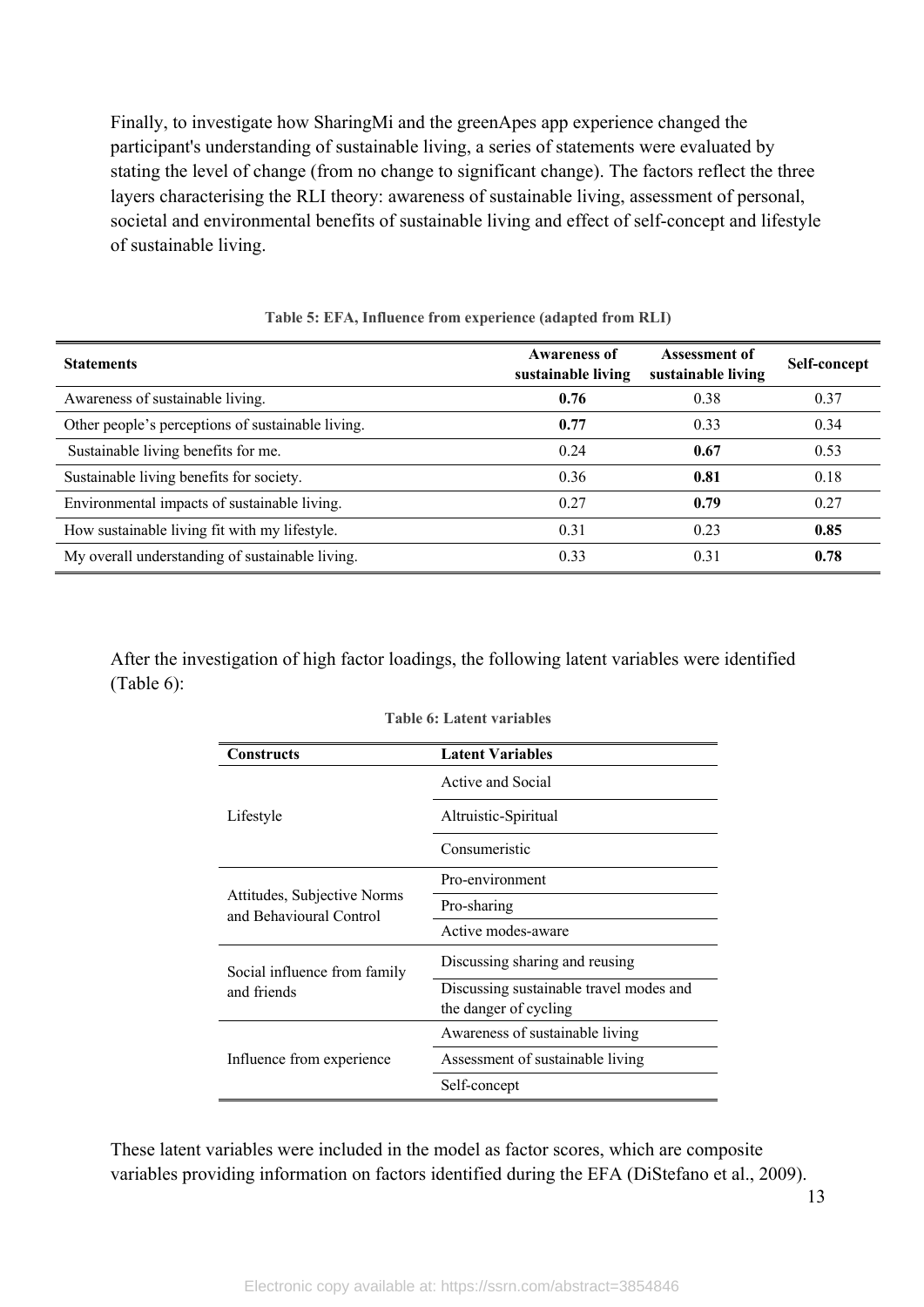Finally, to investigate how SharingMi and the greenApes app experience changed the participant's understanding of sustainable living, a series of statements were evaluated by stating the level of change (from no change to significant change). The factors reflect the three layers characterising the RLI theory: awareness of sustainable living, assessment of personal, societal and environmental benefits of sustainable living and effect of self-concept and lifestyle of sustainable living.

**Table 5: EFA, Influence from experience (adapted from RLI)**

| Statements | Awareness of sustainable living | Assessment of sustainable living | Self-concept |
|---|---|---|---|
| Awareness of sustainable living. | **0.76** | 0.38 | 0.37 |
| Other people's perceptions of sustainable living. | **0.77** | 0.33 | 0.34 |
| Sustainable living benefits for me. | 0.24 | **0.67** | 0.53 |
| Sustainable living benefits for society. | 0.36 | **0.81** | 0.18 |
| Environmental impacts of sustainable living. | 0.27 | **0.79** | 0.27 |
| How sustainable living fit with my lifestyle. | 0.31 | 0.23 | **0.85** |
| My overall understanding of sustainable living. | 0.33 | 0.31 | **0.78** |

After the investigation of high factor loadings, the following latent variables were identified (Table 6):

**Table 6: Latent variables**

| Constructs | Latent Variables |
|---|---|
| Lifestyle | Active and Social |
| | Altruistic-Spiritual |
| | Consumeristic |
| Attitudes, Subjective Norms and Behavioural Control | Pro-environment |
| | Pro-sharing |
| | Active modes-aware |
| Social influence from family and friends | Discussing sharing and reusing |
| | Discussing sustainable travel modes and the danger of cycling |
| Influence from experience | Awareness of sustainable living |
| | Assessment of sustainable living |
| | Self-concept |

These latent variables were included in the model as factor scores, which are composite variables providing information on factors identified during the EFA (DiStefano et al., 2009).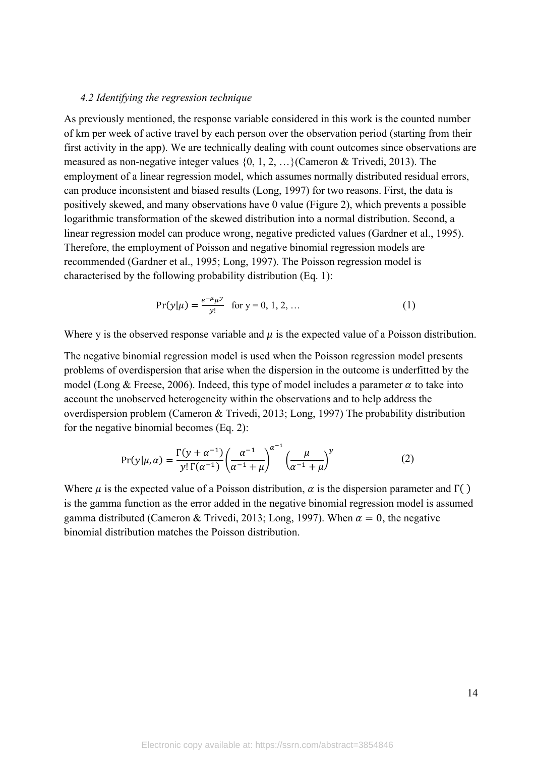### *4.2 Identifying the regression technique*

As previously mentioned, the response variable considered in this work is the counted number of km per week of active travel by each person over the observation period (starting from their first activity in the app). We are technically dealing with count outcomes since observations are measured as non-negative integer values {0, 1, 2, …}(Cameron & Trivedi, 2013). The employment of a linear regression model, which assumes normally distributed residual errors, can produce inconsistent and biased results (Long, 1997) for two reasons. First, the data is positively skewed, and many observations have 0 value (Figure 2), which prevents a possible logarithmic transformation of the skewed distribution into a normal distribution. Second, a linear regression model can produce wrong, negative predicted values (Gardner et al., 1995). Therefore, the employment of Poisson and negative binomial regression models are recommended (Gardner et al., 1995; Long, 1997). The Poisson regression model is characterised by the following probability distribution (Eq. 1):

$$\Pr(y|\mu) = \frac{e^{-\mu}\mu^{y}}{y!} \quad \text{for y = 0, 1, 2, …} \tag{1}$$

Where y is the observed response variable and $\mu$ is the expected value of a Poisson distribution.

The negative binomial regression model is used when the Poisson regression model presents problems of overdispersion that arise when the dispersion in the outcome is underfitted by the model (Long & Freese, 2006). Indeed, this type of model includes a parameter $\alpha$ to take into account the unobserved heterogeneity within the observations and to help address the overdispersion problem (Cameron & Trivedi, 2013; Long, 1997) The probability distribution for the negative binomial becomes (Eq. 2):

$$\Pr(y|\mu,\alpha) = \frac{\Gamma(y+\alpha^{-1})}{y!\,\Gamma(\alpha^{-1})}\left(\frac{\alpha^{-1}}{\alpha^{-1}+\mu}\right)^{\alpha^{-1}}\left(\frac{\mu}{\alpha^{-1}+\mu}\right)^{y} \tag{2}$$

Where $\mu$ is the expected value of a Poisson distribution, $\alpha$ is the dispersion parameter and $\Gamma(\,)$ is the gamma function as the error added in the negative binomial regression model is assumed gamma distributed (Cameron & Trivedi, 2013; Long, 1997). When $\alpha = 0$, the negative binomial distribution matches the Poisson distribution.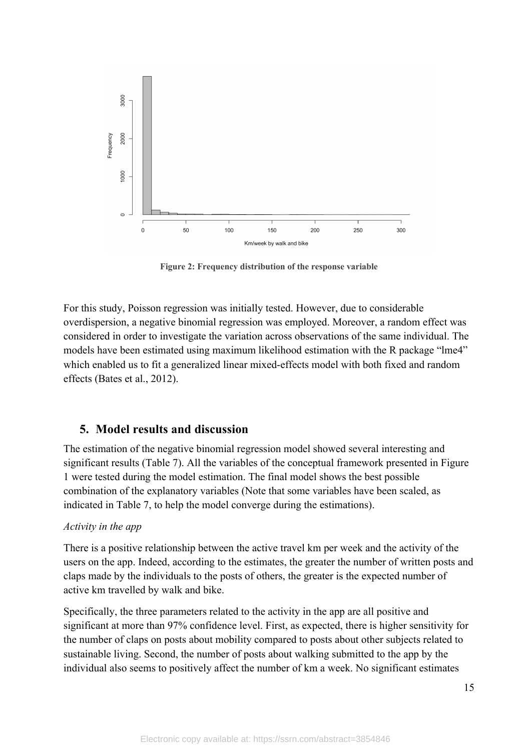**Figure 2: Frequency distribution of the response variable**

For this study, Poisson regression was initially tested. However, due to considerable overdispersion, a negative binomial regression was employed. Moreover, a random effect was considered in order to investigate the variation across observations of the same individual. The models have been estimated using maximum likelihood estimation with the R package "lme4" which enabled us to fit a generalized linear mixed-effects model with both fixed and random effects (Bates et al., 2012).

## 5. Model results and discussion

The estimation of the negative binomial regression model showed several interesting and significant results (Table 7). All the variables of the conceptual framework presented in Figure 1 were tested during the model estimation. The final model shows the best possible combination of the explanatory variables (Note that some variables have been scaled, as indicated in Table 7, to help the model converge during the estimations).

*Activity in the app*

There is a positive relationship between the active travel km per week and the activity of the users on the app. Indeed, according to the estimates, the greater the number of written posts and claps made by the individuals to the posts of others, the greater is the expected number of active km travelled by walk and bike.

Specifically, the three parameters related to the activity in the app are all positive and significant at more than 97% confidence level. First, as expected, there is higher sensitivity for the number of claps on posts about mobility compared to posts about other subjects related to sustainable living. Second, the number of posts about walking submitted to the app by the individual also seems to positively affect the number of km a week. No significant estimates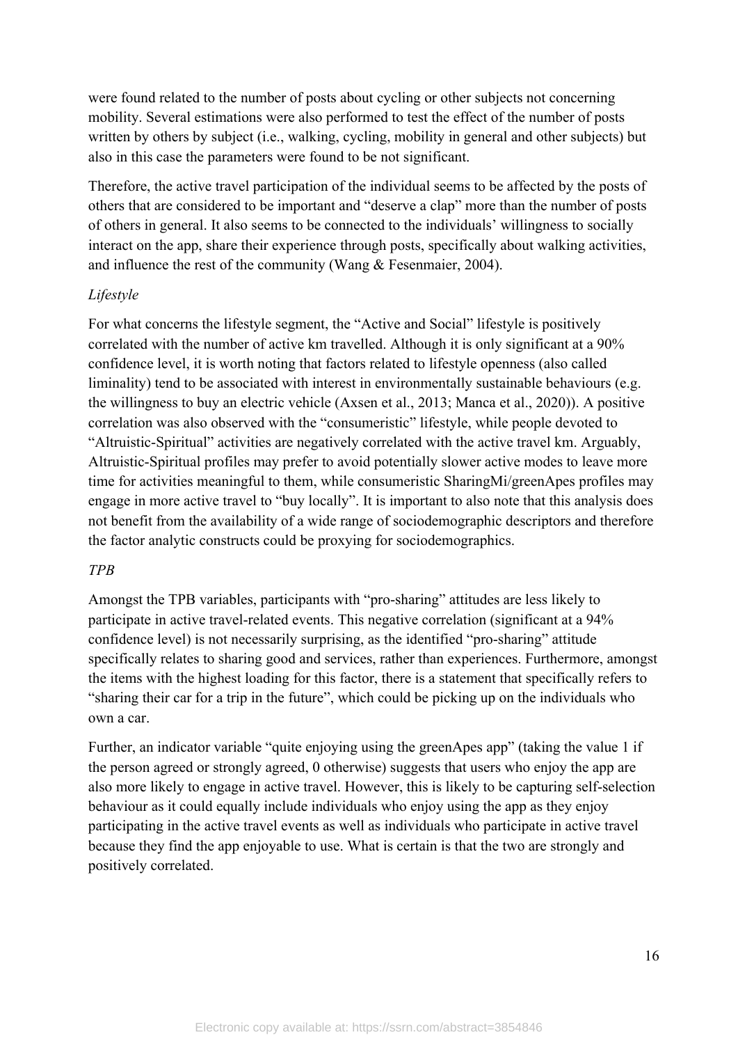were found related to the number of posts about cycling or other subjects not concerning mobility. Several estimations were also performed to test the effect of the number of posts written by others by subject (i.e., walking, cycling, mobility in general and other subjects) but also in this case the parameters were found to be not significant.

Therefore, the active travel participation of the individual seems to be affected by the posts of others that are considered to be important and "deserve a clap" more than the number of posts of others in general. It also seems to be connected to the individuals' willingness to socially interact on the app, share their experience through posts, specifically about walking activities, and influence the rest of the community (Wang & Fesenmaier, 2004).

*Lifestyle*

For what concerns the lifestyle segment, the "Active and Social" lifestyle is positively correlated with the number of active km travelled. Although it is only significant at a 90% confidence level, it is worth noting that factors related to lifestyle openness (also called liminality) tend to be associated with interest in environmentally sustainable behaviours (e.g. the willingness to buy an electric vehicle (Axsen et al., 2013; Manca et al., 2020)). A positive correlation was also observed with the "consumeristic" lifestyle, while people devoted to "Altruistic-Spiritual" activities are negatively correlated with the active travel km. Arguably, Altruistic-Spiritual profiles may prefer to avoid potentially slower active modes to leave more time for activities meaningful to them, while consumeristic SharingMi/greenApes profiles may engage in more active travel to "buy locally". It is important to also note that this analysis does not benefit from the availability of a wide range of sociodemographic descriptors and therefore the factor analytic constructs could be proxying for sociodemographics.

*TPB*

Amongst the TPB variables, participants with "pro-sharing" attitudes are less likely to participate in active travel-related events. This negative correlation (significant at a 94% confidence level) is not necessarily surprising, as the identified "pro-sharing" attitude specifically relates to sharing good and services, rather than experiences. Furthermore, amongst the items with the highest loading for this factor, there is a statement that specifically refers to "sharing their car for a trip in the future", which could be picking up on the individuals who own a car.

Further, an indicator variable "quite enjoying using the greenApes app" (taking the value 1 if the person agreed or strongly agreed, 0 otherwise) suggests that users who enjoy the app are also more likely to engage in active travel. However, this is likely to be capturing self-selection behaviour as it could equally include individuals who enjoy using the app as they enjoy participating in the active travel events as well as individuals who participate in active travel because they find the app enjoyable to use. What is certain is that the two are strongly and positively correlated.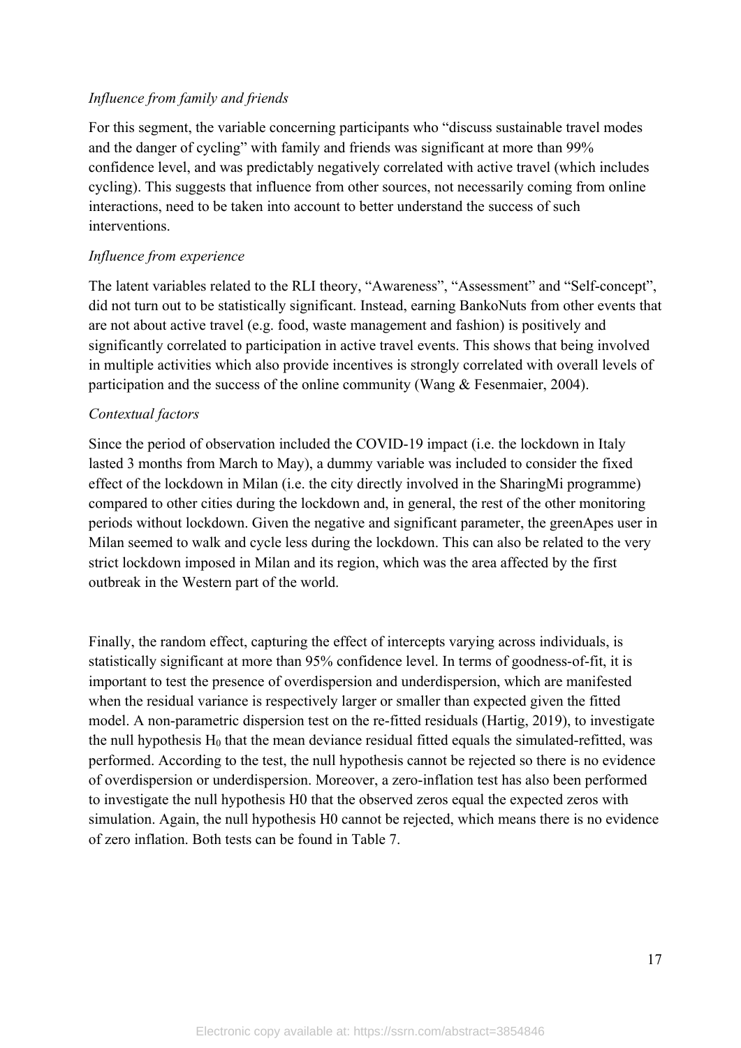*Influence from family and friends*

For this segment, the variable concerning participants who "discuss sustainable travel modes and the danger of cycling" with family and friends was significant at more than 99% confidence level, and was predictably negatively correlated with active travel (which includes cycling). This suggests that influence from other sources, not necessarily coming from online interactions, need to be taken into account to better understand the success of such interventions.

*Influence from experience*

The latent variables related to the RLI theory, "Awareness", "Assessment" and "Self-concept", did not turn out to be statistically significant. Instead, earning BankoNuts from other events that are not about active travel (e.g. food, waste management and fashion) is positively and significantly correlated to participation in active travel events. This shows that being involved in multiple activities which also provide incentives is strongly correlated with overall levels of participation and the success of the online community (Wang & Fesenmaier, 2004).

*Contextual factors*

Since the period of observation included the COVID-19 impact (i.e. the lockdown in Italy lasted 3 months from March to May), a dummy variable was included to consider the fixed effect of the lockdown in Milan (i.e. the city directly involved in the SharingMi programme) compared to other cities during the lockdown and, in general, the rest of the other monitoring periods without lockdown. Given the negative and significant parameter, the greenApes user in Milan seemed to walk and cycle less during the lockdown. This can also be related to the very strict lockdown imposed in Milan and its region, which was the area affected by the first outbreak in the Western part of the world.

Finally, the random effect, capturing the effect of intercepts varying across individuals, is statistically significant at more than 95% confidence level. In terms of goodness-of-fit, it is important to test the presence of overdispersion and underdispersion, which are manifested when the residual variance is respectively larger or smaller than expected given the fitted model. A non-parametric dispersion test on the re-fitted residuals (Hartig, 2019), to investigate the null hypothesis $H_0$ that the mean deviance residual fitted equals the simulated-refitted, was performed. According to the test, the null hypothesis cannot be rejected so there is no evidence of overdispersion or underdispersion. Moreover, a zero-inflation test has also been performed to investigate the null hypothesis H0 that the observed zeros equal the expected zeros with simulation. Again, the null hypothesis H0 cannot be rejected, which means there is no evidence of zero inflation. Both tests can be found in Table 7.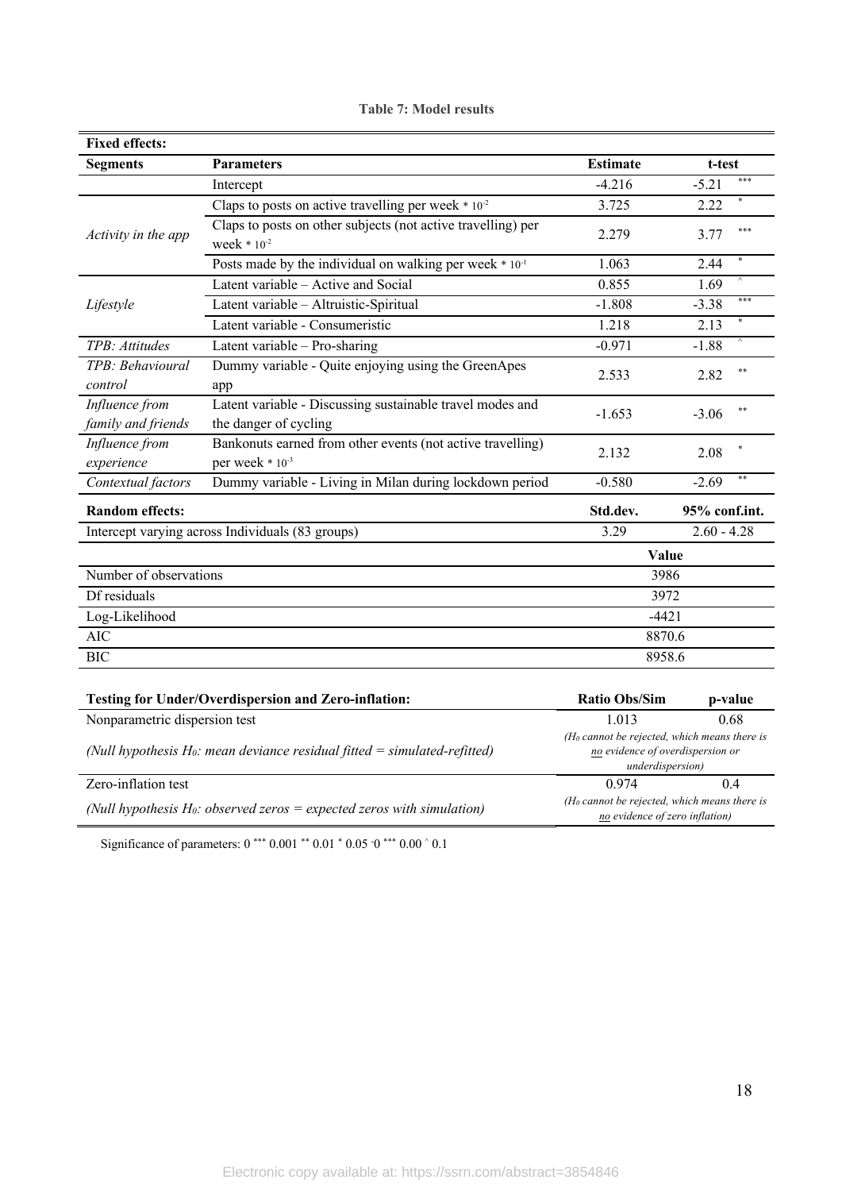**Table 7: Model results**

| **Fixed effects:** | | | |
|---|---|---|---|
| **Segments** | **Parameters** | **Estimate** | **t-test** |
| | Intercept | -4.216 | -5.21 *** |
| *Activity in the app* | Claps to posts on active travelling per week * $10^{-2}$ | 3.725 | 2.22 * |
| | Claps to posts on other subjects (not active travelling) per week * $10^{-2}$ | 2.279 | 3.77 *** |
| | Posts made by the individual on walking per week * $10^{-1}$ | 1.063 | 2.44 * |
| *Lifestyle* | Latent variable – Active and Social | 0.855 | 1.69 ^ |
| | Latent variable – Altruistic-Spiritual | -1.808 | -3.38 *** |
| | Latent variable - Consumeristic | 1.218 | 2.13 * |
| *TPB: Attitudes* | Latent variable – Pro-sharing | -0.971 | -1.88 ^ |
| *TPB: Behavioural control* | Dummy variable - Quite enjoying using the GreenApes app | 2.533 | 2.82 ** |
| *Influence from family and friends* | Latent variable - Discussing sustainable travel modes and the danger of cycling | -1.653 | -3.06 ** |
| *Influence from experience* | Bankonuts earned from other events (not active travelling) per week * $10^{-3}$ | 2.132 | 2.08 * |
| *Contextual factors* | Dummy variable - Living in Milan during lockdown period | -0.580 | -2.69 ** |
| **Random effects:** | | **Std.dev.** | **95% conf.int.** |
| Intercept varying across Individuals (83 groups) | | 3.29 | 2.60 - 4.28 |
| | | **Value** | |
| Number of observations | | 3986 | |
| Df residuals | | 3972 | |
| Log-Likelihood | | -4421 | |
| AIC | | 8870.6 | |
| BIC | | 8958.6 | |

| **Testing for Under/Overdispersion and Zero-inflation:** | **Ratio Obs/Sim** | **p-value** |
|---|---|---|
| Nonparametric dispersion test | 1.013 | 0.68 |
| *(Null hypothesis $H_0$: mean deviance residual fitted = simulated-refitted)* | *($H_0$ cannot be rejected, which means there is no evidence of overdispersion or underdispersion)* | |
| Zero-inflation test | 0.974 | 0.4 |
| *(Null hypothesis $H_0$: observed zeros = expected zeros with simulation)* | *($H_0$ cannot be rejected, which means there is no evidence of zero inflation)* | |

Significance of parameters: 0 *** 0.001 ** 0.01 * 0.05 -0 *** 0.00 ^ 0.1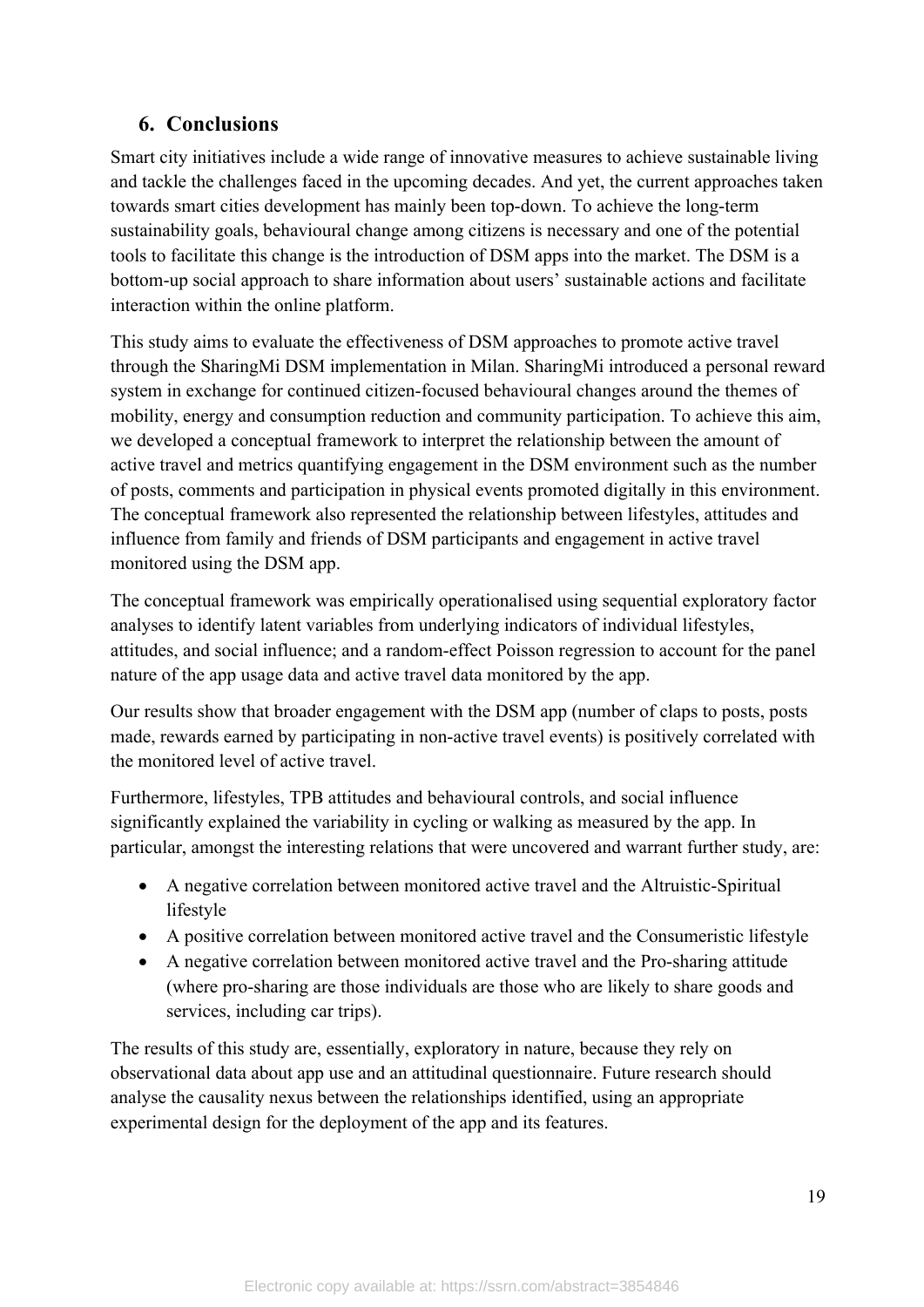## 6. Conclusions

Smart city initiatives include a wide range of innovative measures to achieve sustainable living and tackle the challenges faced in the upcoming decades. And yet, the current approaches taken towards smart cities development has mainly been top-down. To achieve the long-term sustainability goals, behavioural change among citizens is necessary and one of the potential tools to facilitate this change is the introduction of DSM apps into the market. The DSM is a bottom-up social approach to share information about users' sustainable actions and facilitate interaction within the online platform.

This study aims to evaluate the effectiveness of DSM approaches to promote active travel through the SharingMi DSM implementation in Milan. SharingMi introduced a personal reward system in exchange for continued citizen-focused behavioural changes around the themes of mobility, energy and consumption reduction and community participation. To achieve this aim, we developed a conceptual framework to interpret the relationship between the amount of active travel and metrics quantifying engagement in the DSM environment such as the number of posts, comments and participation in physical events promoted digitally in this environment. The conceptual framework also represented the relationship between lifestyles, attitudes and influence from family and friends of DSM participants and engagement in active travel monitored using the DSM app.

The conceptual framework was empirically operationalised using sequential exploratory factor analyses to identify latent variables from underlying indicators of individual lifestyles, attitudes, and social influence; and a random-effect Poisson regression to account for the panel nature of the app usage data and active travel data monitored by the app.

Our results show that broader engagement with the DSM app (number of claps to posts, posts made, rewards earned by participating in non-active travel events) is positively correlated with the monitored level of active travel.

Furthermore, lifestyles, TPB attitudes and behavioural controls, and social influence significantly explained the variability in cycling or walking as measured by the app. In particular, amongst the interesting relations that were uncovered and warrant further study, are:

- A negative correlation between monitored active travel and the Altruistic-Spiritual lifestyle
- A positive correlation between monitored active travel and the Consumeristic lifestyle
- A negative correlation between monitored active travel and the Pro-sharing attitude (where pro-sharing are those individuals are those who are likely to share goods and services, including car trips).

The results of this study are, essentially, exploratory in nature, because they rely on observational data about app use and an attitudinal questionnaire. Future research should analyse the causality nexus between the relationships identified, using an appropriate experimental design for the deployment of the app and its features.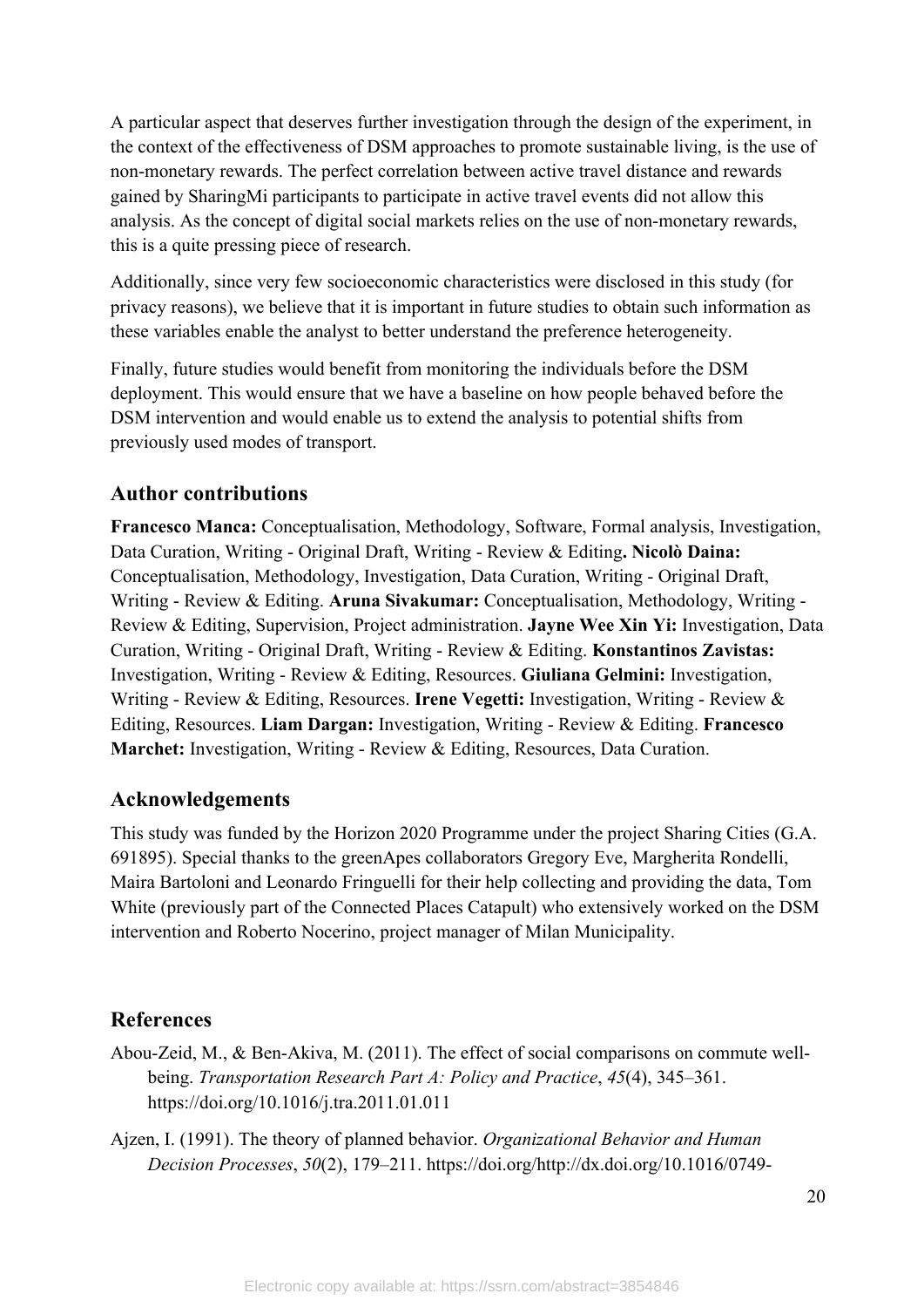A particular aspect that deserves further investigation through the design of the experiment, in the context of the effectiveness of DSM approaches to promote sustainable living, is the use of non-monetary rewards. The perfect correlation between active travel distance and rewards gained by SharingMi participants to participate in active travel events did not allow this analysis. As the concept of digital social markets relies on the use of non-monetary rewards, this is a quite pressing piece of research.

Additionally, since very few socioeconomic characteristics were disclosed in this study (for privacy reasons), we believe that it is important in future studies to obtain such information as these variables enable the analyst to better understand the preference heterogeneity.

Finally, future studies would benefit from monitoring the individuals before the DSM deployment. This would ensure that we have a baseline on how people behaved before the DSM intervention and would enable us to extend the analysis to potential shifts from previously used modes of transport.

## Author contributions

**Francesco Manca:** Conceptualisation, Methodology, Software, Formal analysis, Investigation, Data Curation, Writing - Original Draft, Writing - Review & Editing**. Nicolò Daina:** Conceptualisation, Methodology, Investigation, Data Curation, Writing - Original Draft, Writing - Review & Editing. **Aruna Sivakumar:** Conceptualisation, Methodology, Writing - Review & Editing, Supervision, Project administration. **Jayne Wee Xin Yi:** Investigation, Data Curation, Writing - Original Draft, Writing - Review & Editing. **Konstantinos Zavistas:** Investigation, Writing - Review & Editing, Resources. **Giuliana Gelmini:** Investigation, Writing - Review & Editing, Resources. **Irene Vegetti:** Investigation, Writing - Review & Editing, Resources. **Liam Dargan:** Investigation, Writing - Review & Editing. **Francesco Marchet:** Investigation, Writing - Review & Editing, Resources, Data Curation.

## Acknowledgements

This study was funded by the Horizon 2020 Programme under the project Sharing Cities (G.A. 691895). Special thanks to the greenApes collaborators Gregory Eve, Margherita Rondelli, Maira Bartoloni and Leonardo Fringuelli for their help collecting and providing the data, Tom White (previously part of the Connected Places Catapult) who extensively worked on the DSM intervention and Roberto Nocerino, project manager of Milan Municipality.

## References

Abou-Zeid, M., & Ben-Akiva, M. (2011). The effect of social comparisons on commute well-being. *Transportation Research Part A: Policy and Practice*, *45*(4), 345–361. https://doi.org/10.1016/j.tra.2011.01.011

Ajzen, I. (1991). The theory of planned behavior. *Organizational Behavior and Human Decision Processes*, *50*(2), 179–211. https://doi.org/http://dx.doi.org/10.1016/0749-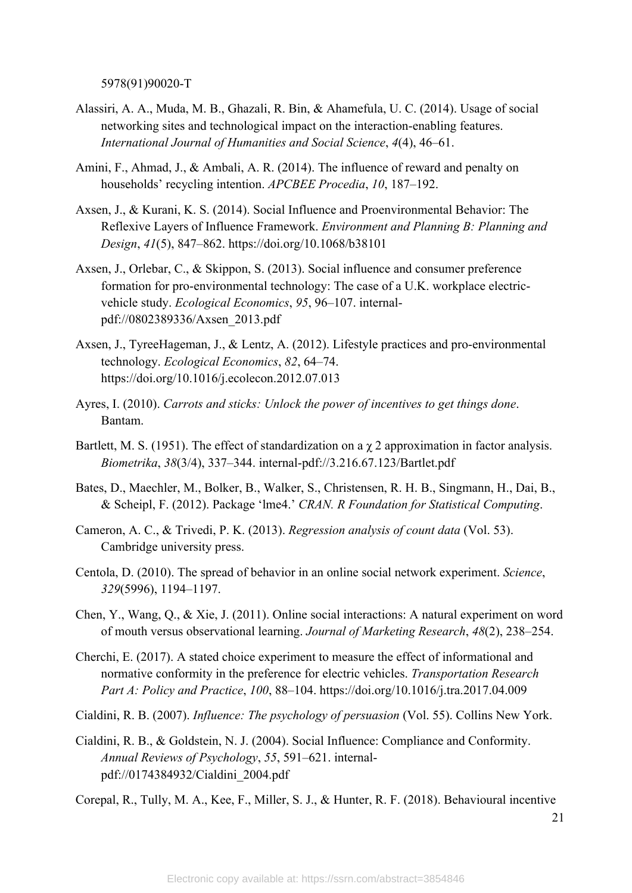5978(91)90020-T

Alassiri, A. A., Muda, M. B., Ghazali, R. Bin, & Ahamefula, U. C. (2014). Usage of social networking sites and technological impact on the interaction-enabling features. *International Journal of Humanities and Social Science*, *4*(4), 46–61.

Amini, F., Ahmad, J., & Ambali, A. R. (2014). The influence of reward and penalty on households' recycling intention. *APCBEE Procedia*, *10*, 187–192.

Axsen, J., & Kurani, K. S. (2014). Social Influence and Proenvironmental Behavior: The Reflexive Layers of Influence Framework. *Environment and Planning B: Planning and Design*, *41*(5), 847–862. https://doi.org/10.1068/b38101

Axsen, J., Orlebar, C., & Skippon, S. (2013). Social influence and consumer preference formation for pro-environmental technology: The case of a U.K. workplace electric-vehicle study. *Ecological Economics*, *95*, 96–107. internal-pdf://0802389336/Axsen_2013.pdf

Axsen, J., TyreeHageman, J., & Lentz, A. (2012). Lifestyle practices and pro-environmental technology. *Ecological Economics*, *82*, 64–74. https://doi.org/10.1016/j.ecolecon.2012.07.013

Ayres, I. (2010). *Carrots and sticks: Unlock the power of incentives to get things done*. Bantam.

Bartlett, M. S. (1951). The effect of standardization on a $\chi$ 2 approximation in factor analysis. *Biometrika*, *38*(3/4), 337–344. internal-pdf://3.216.67.123/Bartlet.pdf

Bates, D., Maechler, M., Bolker, B., Walker, S., Christensen, R. H. B., Singmann, H., Dai, B., & Scheipl, F. (2012). Package 'lme4.' *CRAN. R Foundation for Statistical Computing*.

Cameron, A. C., & Trivedi, P. K. (2013). *Regression analysis of count data* (Vol. 53). Cambridge university press.

Centola, D. (2010). The spread of behavior in an online social network experiment. *Science*, *329*(5996), 1194–1197.

Chen, Y., Wang, Q., & Xie, J. (2011). Online social interactions: A natural experiment on word of mouth versus observational learning. *Journal of Marketing Research*, *48*(2), 238–254.

Cherchi, E. (2017). A stated choice experiment to measure the effect of informational and normative conformity in the preference for electric vehicles. *Transportation Research Part A: Policy and Practice*, *100*, 88–104. https://doi.org/10.1016/j.tra.2017.04.009

Cialdini, R. B. (2007). *Influence: The psychology of persuasion* (Vol. 55). Collins New York.

Cialdini, R. B., & Goldstein, N. J. (2004). Social Influence: Compliance and Conformity. *Annual Reviews of Psychology*, *55*, 591–621. internal-pdf://0174384932/Cialdini_2004.pdf

Corepal, R., Tully, M. A., Kee, F., Miller, S. J., & Hunter, R. F. (2018). Behavioural incentive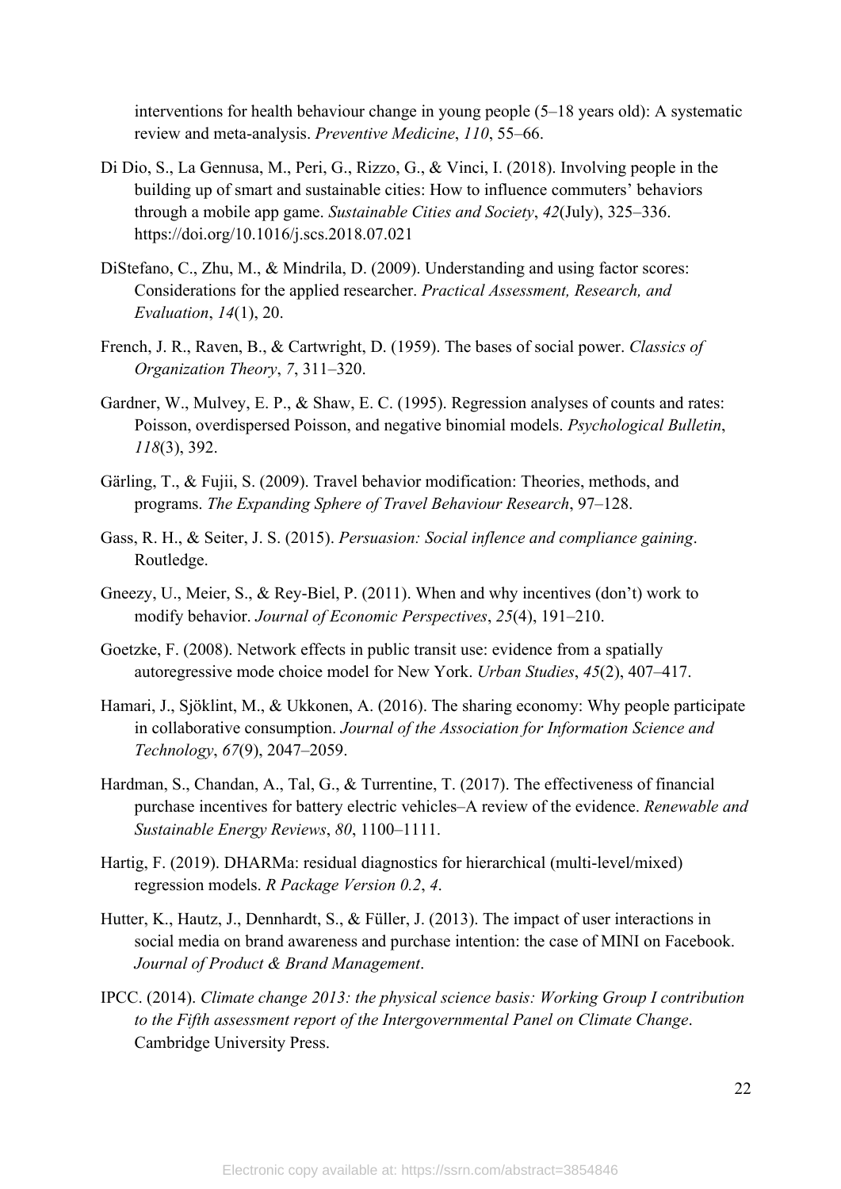interventions for health behaviour change in young people (5–18 years old): A systematic review and meta-analysis. *Preventive Medicine*, *110*, 55–66.

Di Dio, S., La Gennusa, M., Peri, G., Rizzo, G., & Vinci, I. (2018). Involving people in the building up of smart and sustainable cities: How to influence commuters' behaviors through a mobile app game. *Sustainable Cities and Society*, *42*(July), 325–336. https://doi.org/10.1016/j.scs.2018.07.021

DiStefano, C., Zhu, M., & Mindrila, D. (2009). Understanding and using factor scores: Considerations for the applied researcher. *Practical Assessment, Research, and Evaluation*, *14*(1), 20.

French, J. R., Raven, B., & Cartwright, D. (1959). The bases of social power. *Classics of Organization Theory*, *7*, 311–320.

Gardner, W., Mulvey, E. P., & Shaw, E. C. (1995). Regression analyses of counts and rates: Poisson, overdispersed Poisson, and negative binomial models. *Psychological Bulletin*, *118*(3), 392.

Gärling, T., & Fujii, S. (2009). Travel behavior modification: Theories, methods, and programs. *The Expanding Sphere of Travel Behaviour Research*, 97–128.

Gass, R. H., & Seiter, J. S. (2015). *Persuasion: Social inflence and compliance gaining*. Routledge.

Gneezy, U., Meier, S., & Rey-Biel, P. (2011). When and why incentives (don't) work to modify behavior. *Journal of Economic Perspectives*, *25*(4), 191–210.

Goetzke, F. (2008). Network effects in public transit use: evidence from a spatially autoregressive mode choice model for New York. *Urban Studies*, *45*(2), 407–417.

Hamari, J., Sjöklint, M., & Ukkonen, A. (2016). The sharing economy: Why people participate in collaborative consumption. *Journal of the Association for Information Science and Technology*, *67*(9), 2047–2059.

Hardman, S., Chandan, A., Tal, G., & Turrentine, T. (2017). The effectiveness of financial purchase incentives for battery electric vehicles–A review of the evidence. *Renewable and Sustainable Energy Reviews*, *80*, 1100–1111.

Hartig, F. (2019). DHARMa: residual diagnostics for hierarchical (multi-level/mixed) regression models. *R Package Version 0.2*, *4*.

Hutter, K., Hautz, J., Dennhardt, S., & Füller, J. (2013). The impact of user interactions in social media on brand awareness and purchase intention: the case of MINI on Facebook. *Journal of Product & Brand Management*.

IPCC. (2014). *Climate change 2013: the physical science basis: Working Group I contribution to the Fifth assessment report of the Intergovernmental Panel on Climate Change*. Cambridge University Press.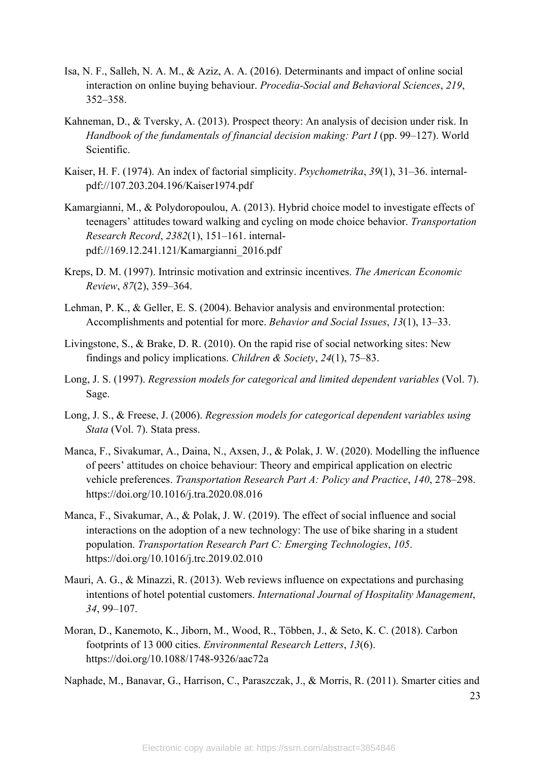Isa, N. F., Salleh, N. A. M., & Aziz, A. A. (2016). Determinants and impact of online social interaction on online buying behaviour. *Procedia-Social and Behavioral Sciences*, *219*, 352–358.

Kahneman, D., & Tversky, A. (2013). Prospect theory: An analysis of decision under risk. In *Handbook of the fundamentals of financial decision making: Part I* (pp. 99–127). World Scientific.

Kaiser, H. F. (1974). An index of factorial simplicity. *Psychometrika*, *39*(1), 31–36. internal-pdf://107.203.204.196/Kaiser1974.pdf

Kamargianni, M., & Polydoropoulou, A. (2013). Hybrid choice model to investigate effects of teenagers' attitudes toward walking and cycling on mode choice behavior. *Transportation Research Record*, *2382*(1), 151–161. internal-pdf://169.12.241.121/Kamargianni_2016.pdf

Kreps, D. M. (1997). Intrinsic motivation and extrinsic incentives. *The American Economic Review*, *87*(2), 359–364.

Lehman, P. K., & Geller, E. S. (2004). Behavior analysis and environmental protection: Accomplishments and potential for more. *Behavior and Social Issues*, *13*(1), 13–33.

Livingstone, S., & Brake, D. R. (2010). On the rapid rise of social networking sites: New findings and policy implications. *Children & Society*, *24*(1), 75–83.

Long, J. S. (1997). *Regression models for categorical and limited dependent variables* (Vol. 7). Sage.

Long, J. S., & Freese, J. (2006). *Regression models for categorical dependent variables using Stata* (Vol. 7). Stata press.

Manca, F., Sivakumar, A., Daina, N., Axsen, J., & Polak, J. W. (2020). Modelling the influence of peers' attitudes on choice behaviour: Theory and empirical application on electric vehicle preferences. *Transportation Research Part A: Policy and Practice*, *140*, 278–298. https://doi.org/10.1016/j.tra.2020.08.016

Manca, F., Sivakumar, A., & Polak, J. W. (2019). The effect of social influence and social interactions on the adoption of a new technology: The use of bike sharing in a student population. *Transportation Research Part C: Emerging Technologies*, *105*. https://doi.org/10.1016/j.trc.2019.02.010

Mauri, A. G., & Minazzi, R. (2013). Web reviews influence on expectations and purchasing intentions of hotel potential customers. *International Journal of Hospitality Management*, *34*, 99–107.

Moran, D., Kanemoto, K., Jiborn, M., Wood, R., Többen, J., & Seto, K. C. (2018). Carbon footprints of 13 000 cities. *Environmental Research Letters*, *13*(6). https://doi.org/10.1088/1748-9326/aac72a

Naphade, M., Banavar, G., Harrison, C., Paraszczak, J., & Morris, R. (2011). Smarter cities and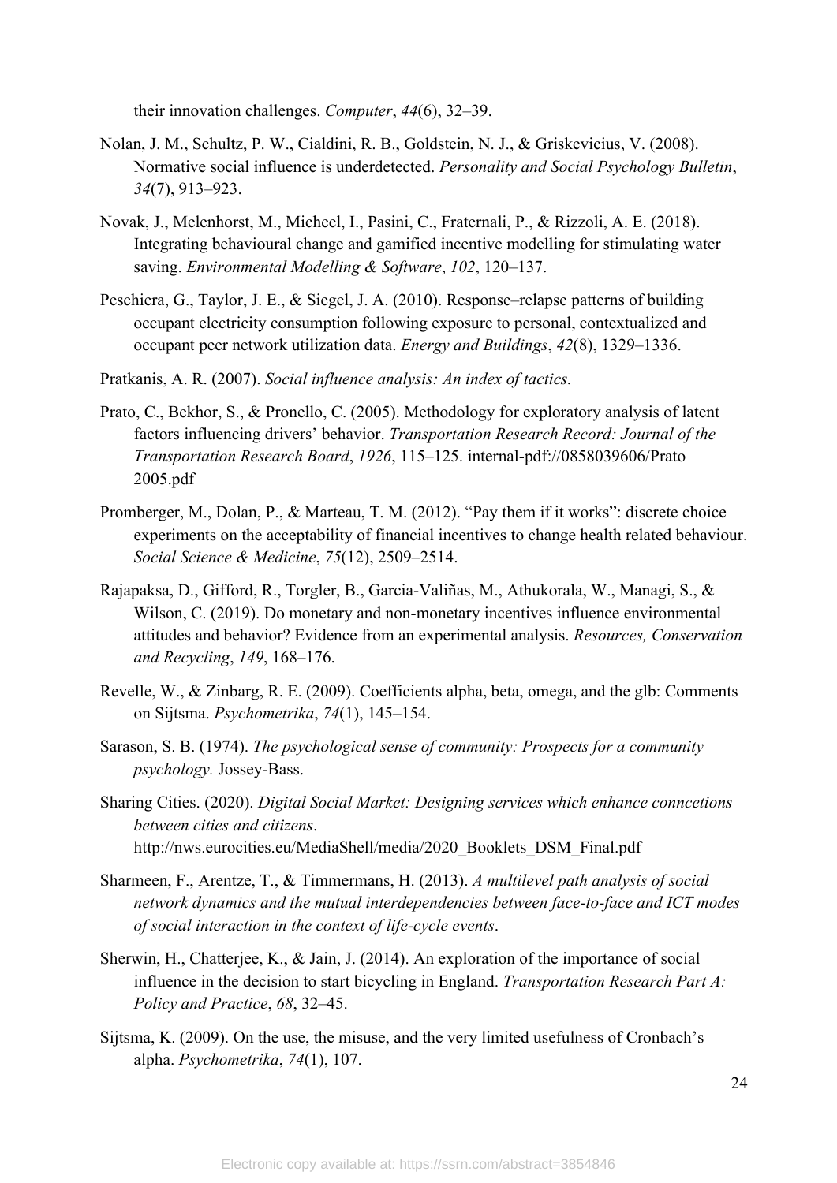their innovation challenges. *Computer*, *44*(6), 32–39.

Nolan, J. M., Schultz, P. W., Cialdini, R. B., Goldstein, N. J., & Griskevicius, V. (2008). Normative social influence is underdetected. *Personality and Social Psychology Bulletin*, *34*(7), 913–923.

Novak, J., Melenhorst, M., Micheel, I., Pasini, C., Fraternali, P., & Rizzoli, A. E. (2018). Integrating behavioural change and gamified incentive modelling for stimulating water saving. *Environmental Modelling & Software*, *102*, 120–137.

Peschiera, G., Taylor, J. E., & Siegel, J. A. (2010). Response–relapse patterns of building occupant electricity consumption following exposure to personal, contextualized and occupant peer network utilization data. *Energy and Buildings*, *42*(8), 1329–1336.

Pratkanis, A. R. (2007). *Social influence analysis: An index of tactics.*

Prato, C., Bekhor, S., & Pronello, C. (2005). Methodology for exploratory analysis of latent factors influencing drivers' behavior. *Transportation Research Record: Journal of the Transportation Research Board*, *1926*, 115–125. internal-pdf://0858039606/Prato 2005.pdf

Promberger, M., Dolan, P., & Marteau, T. M. (2012). "Pay them if it works": discrete choice experiments on the acceptability of financial incentives to change health related behaviour. *Social Science & Medicine*, *75*(12), 2509–2514.

Rajapaksa, D., Gifford, R., Torgler, B., Garcia-Valiñas, M., Athukorala, W., Managi, S., & Wilson, C. (2019). Do monetary and non-monetary incentives influence environmental attitudes and behavior? Evidence from an experimental analysis. *Resources, Conservation and Recycling*, *149*, 168–176.

Revelle, W., & Zinbarg, R. E. (2009). Coefficients alpha, beta, omega, and the glb: Comments on Sijtsma. *Psychometrika*, *74*(1), 145–154.

Sarason, S. B. (1974). *The psychological sense of community: Prospects for a community psychology.* Jossey-Bass.

Sharing Cities. (2020). *Digital Social Market: Designing services which enhance conncetions between cities and citizens*. http://nws.eurocities.eu/MediaShell/media/2020_Booklets_DSM_Final.pdf

Sharmeen, F., Arentze, T., & Timmermans, H. (2013). *A multilevel path analysis of social network dynamics and the mutual interdependencies between face-to-face and ICT modes of social interaction in the context of life-cycle events*.

Sherwin, H., Chatterjee, K., & Jain, J. (2014). An exploration of the importance of social influence in the decision to start bicycling in England. *Transportation Research Part A: Policy and Practice*, *68*, 32–45.

Sijtsma, K. (2009). On the use, the misuse, and the very limited usefulness of Cronbach's alpha. *Psychometrika*, *74*(1), 107.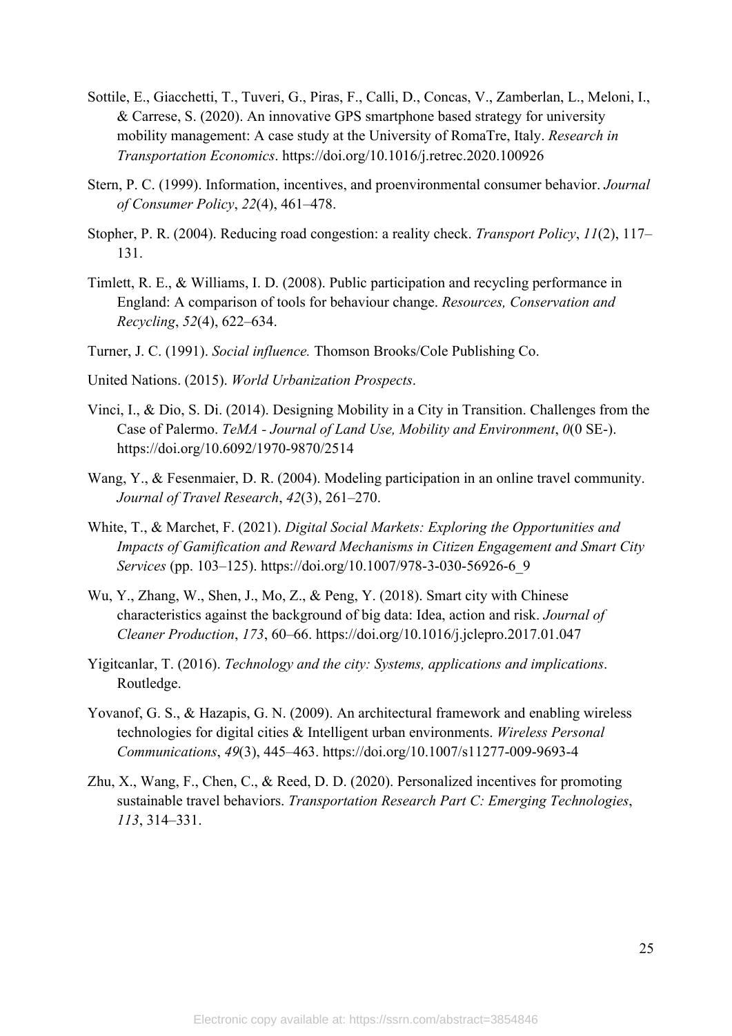Sottile, E., Giacchetti, T., Tuveri, G., Piras, F., Calli, D., Concas, V., Zamberlan, L., Meloni, I., & Carrese, S. (2020). An innovative GPS smartphone based strategy for university mobility management: A case study at the University of RomaTre, Italy. *Research in Transportation Economics*. https://doi.org/10.1016/j.retrec.2020.100926

Stern, P. C. (1999). Information, incentives, and proenvironmental consumer behavior. *Journal of Consumer Policy*, *22*(4), 461–478.

Stopher, P. R. (2004). Reducing road congestion: a reality check. *Transport Policy*, *11*(2), 117–131.

Timlett, R. E., & Williams, I. D. (2008). Public participation and recycling performance in England: A comparison of tools for behaviour change. *Resources, Conservation and Recycling*, *52*(4), 622–634.

Turner, J. C. (1991). *Social influence.* Thomson Brooks/Cole Publishing Co.

United Nations. (2015). *World Urbanization Prospects*.

Vinci, I., & Dio, S. Di. (2014). Designing Mobility in a City in Transition. Challenges from the Case of Palermo. *TeMA - Journal of Land Use, Mobility and Environment*, *0*(0 SE-). https://doi.org/10.6092/1970-9870/2514

Wang, Y., & Fesenmaier, D. R. (2004). Modeling participation in an online travel community. *Journal of Travel Research*, *42*(3), 261–270.

White, T., & Marchet, F. (2021). *Digital Social Markets: Exploring the Opportunities and Impacts of Gamification and Reward Mechanisms in Citizen Engagement and Smart City Services* (pp. 103–125). https://doi.org/10.1007/978-3-030-56926-6_9

Wu, Y., Zhang, W., Shen, J., Mo, Z., & Peng, Y. (2018). Smart city with Chinese characteristics against the background of big data: Idea, action and risk. *Journal of Cleaner Production*, *173*, 60–66. https://doi.org/10.1016/j.jclepro.2017.01.047

Yigitcanlar, T. (2016). *Technology and the city: Systems, applications and implications*. Routledge.

Yovanof, G. S., & Hazapis, G. N. (2009). An architectural framework and enabling wireless technologies for digital cities & Intelligent urban environments. *Wireless Personal Communications*, *49*(3), 445–463. https://doi.org/10.1007/s11277-009-9693-4

Zhu, X., Wang, F., Chen, C., & Reed, D. D. (2020). Personalized incentives for promoting sustainable travel behaviors. *Transportation Research Part C: Emerging Technologies*, *113*, 314–331.